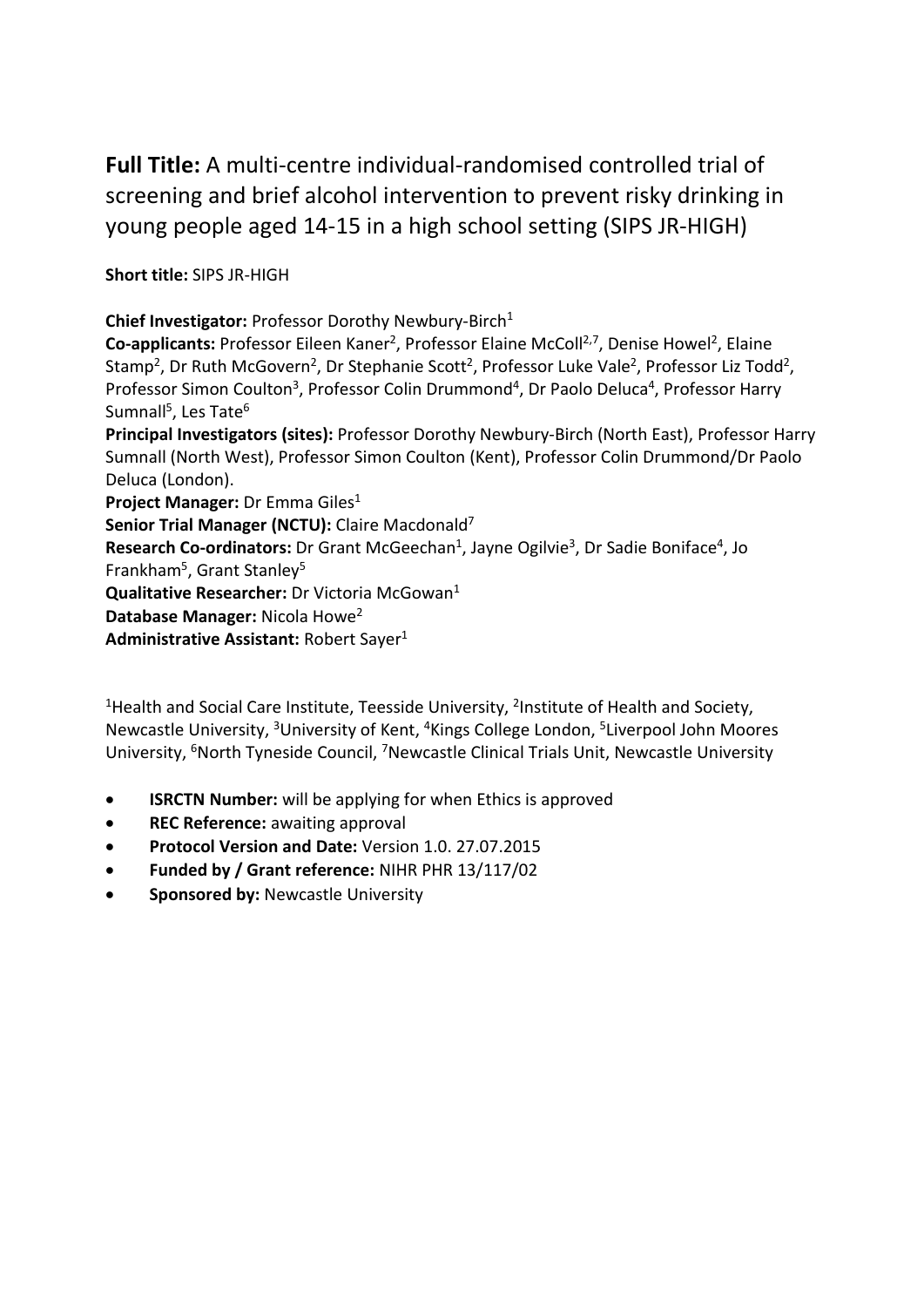**Full Title:** A multi-centre individual-randomised controlled trial of screening and brief alcohol intervention to prevent risky drinking in young people aged 14-15 in a high school setting (SIPS JR-HIGH)

**Short title:** SIPS JR-HIGH

**Chief Investigator:** Professor Dorothy Newbury-Birch[1]
**Co-applicants:** Professor Eileen Kaner[2], Professor Elaine McColl[2,7], Denise Howel[2], Elaine Stamp[2], Dr Ruth McGovern[2], Dr Stephanie Scott[2], Professor Luke Vale[2], Professor Liz Todd[2], Professor Simon Coulton[3], Professor Colin Drummond[4], Dr Paolo Deluca[4], Professor Harry Sumnall[5], Les Tate[6]
**Principal Investigators (sites):** Professor Dorothy Newbury-Birch (North East), Professor Harry Sumnall (North West), Professor Simon Coulton (Kent), Professor Colin Drummond/Dr Paolo Deluca (London).
**Project Manager:** Dr Emma Giles[1]
**Senior Trial Manager (NCTU):** Claire Macdonald[7]
**Research Co-ordinators:** Dr Grant McGeechan[1], Jayne Ogilvie[3], Dr Sadie Boniface[4], Jo Frankham[5], Grant Stanley[5]
**Qualitative Researcher:** Dr Victoria McGowan[1]
**Database Manager:** Nicola Howe[2]
**Administrative Assistant:** Robert Sayer[1]

[1]Health and Social Care Institute, Teesside University, [2]Institute of Health and Society, Newcastle University, [3]University of Kent, [4]Kings College London, [5]Liverpool John Moores University, [6]North Tyneside Council, [7]Newcastle Clinical Trials Unit, Newcastle University

- **ISRCTN Number:** will be applying for when Ethics is approved
- **REC Reference:** awaiting approval
- **Protocol Version and Date:** Version 1.0. 27.07.2015
- **Funded by / Grant reference:** NIHR PHR 13/117/02
- **Sponsored by:** Newcastle University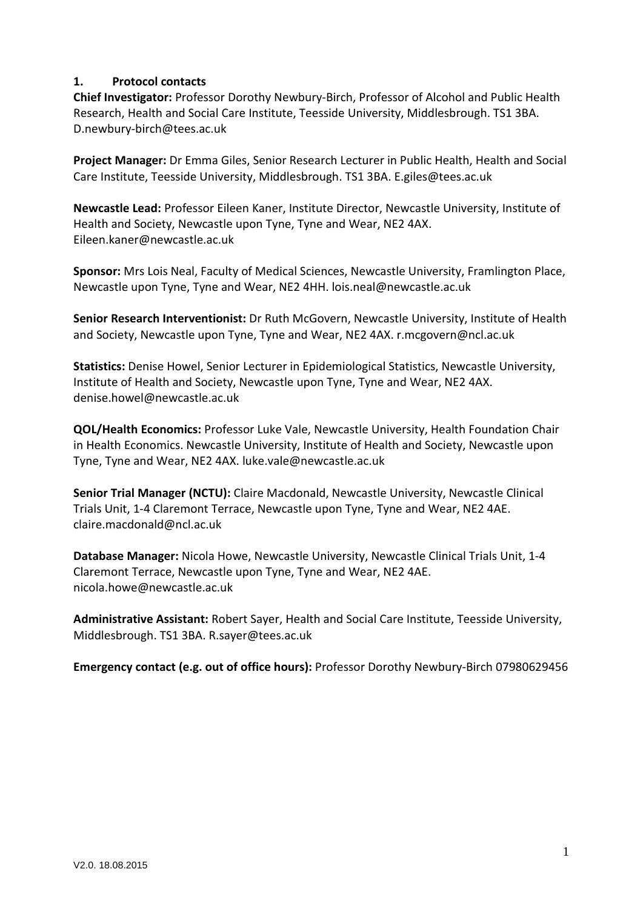## 1. Protocol contacts

**Chief Investigator:** Professor Dorothy Newbury-Birch, Professor of Alcohol and Public Health Research, Health and Social Care Institute, Teesside University, Middlesbrough. TS1 3BA. D.newbury-birch@tees.ac.uk

**Project Manager:** Dr Emma Giles, Senior Research Lecturer in Public Health, Health and Social Care Institute, Teesside University, Middlesbrough. TS1 3BA. E.giles@tees.ac.uk

**Newcastle Lead:** Professor Eileen Kaner, Institute Director, Newcastle University, Institute of Health and Society, Newcastle upon Tyne, Tyne and Wear, NE2 4AX. Eileen.kaner@newcastle.ac.uk

**Sponsor:** Mrs Lois Neal, Faculty of Medical Sciences, Newcastle University, Framlington Place, Newcastle upon Tyne, Tyne and Wear, NE2 4HH. lois.neal@newcastle.ac.uk

**Senior Research Interventionist:** Dr Ruth McGovern, Newcastle University, Institute of Health and Society, Newcastle upon Tyne, Tyne and Wear, NE2 4AX. r.mcgovern@ncl.ac.uk

**Statistics:** Denise Howel, Senior Lecturer in Epidemiological Statistics, Newcastle University, Institute of Health and Society, Newcastle upon Tyne, Tyne and Wear, NE2 4AX. denise.howel@newcastle.ac.uk

**QOL/Health Economics:** Professor Luke Vale, Newcastle University, Health Foundation Chair in Health Economics. Newcastle University, Institute of Health and Society, Newcastle upon Tyne, Tyne and Wear, NE2 4AX. luke.vale@newcastle.ac.uk

**Senior Trial Manager (NCTU):** Claire Macdonald, Newcastle University, Newcastle Clinical Trials Unit, 1-4 Claremont Terrace, Newcastle upon Tyne, Tyne and Wear, NE2 4AE. claire.macdonald@ncl.ac.uk

**Database Manager:** Nicola Howe, Newcastle University, Newcastle Clinical Trials Unit, 1-4 Claremont Terrace, Newcastle upon Tyne, Tyne and Wear, NE2 4AE. nicola.howe@newcastle.ac.uk

**Administrative Assistant:** Robert Sayer, Health and Social Care Institute, Teesside University, Middlesbrough. TS1 3BA. R.sayer@tees.ac.uk

**Emergency contact (e.g. out of office hours):** Professor Dorothy Newbury-Birch 07980629456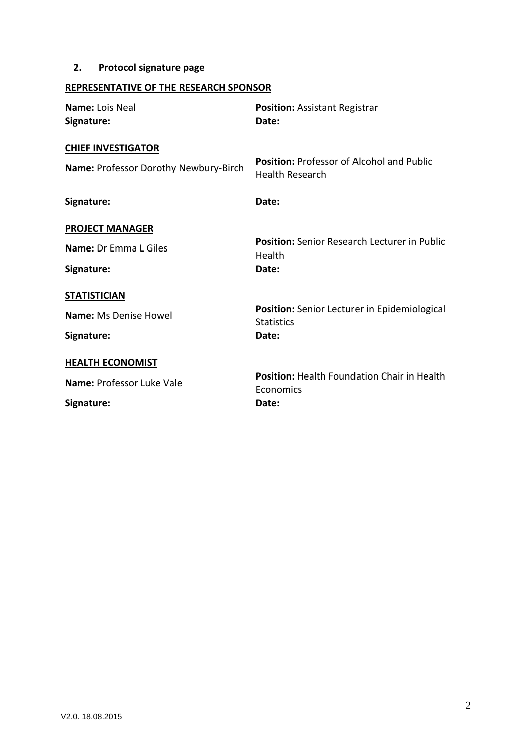## 2. Protocol signature page

**REPRESENTATIVE OF THE RESEARCH SPONSOR**

**Name:** Lois Neal
**Position:** Assistant Registrar
**Signature:**
**Date:**

**CHIEF INVESTIGATOR**

**Name:** Professor Dorothy Newbury-Birch
**Position:** Professor of Alcohol and Public Health Research
**Signature:**
**Date:**

**PROJECT MANAGER**

**Name:** Dr Emma L Giles
**Position:** Senior Research Lecturer in Public Health
**Signature:**
**Date:**

**STATISTICIAN**

**Name:** Ms Denise Howel
**Position:** Senior Lecturer in Epidemiological Statistics
**Signature:**
**Date:**

**HEALTH ECONOMIST**

**Name:** Professor Luke Vale
**Position:** Health Foundation Chair in Health Economics
**Signature:**
**Date:**

V2.0. 18.08.2015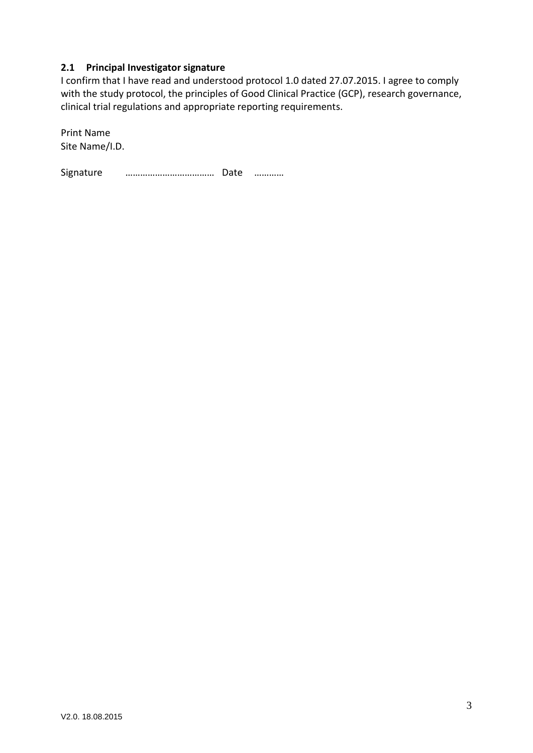### 2.1 Principal Investigator signature

I confirm that I have read and understood protocol 1.0 dated 27.07.2015. I agree to comply with the study protocol, the principles of Good Clinical Practice (GCP), research governance, clinical trial regulations and appropriate reporting requirements.

Print Name
Site Name/I.D.

Signature ……………………………… Date …………

V2.0. 18.08.2015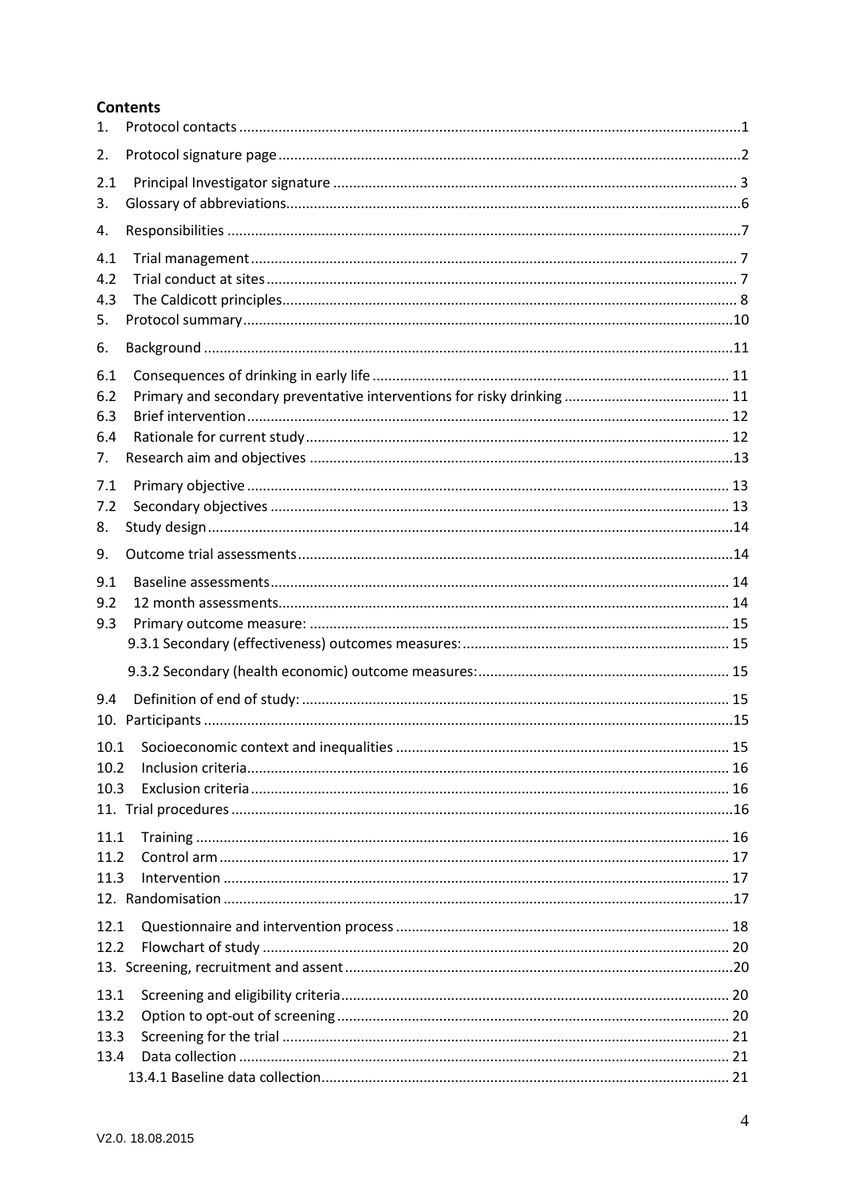**Contents**

1. Protocol contacts ....................................................................................................................1
2. Protocol signature page ...........................................................................................................2
2.1 Principal Investigator signature ........................................................................................... 3
3. Glossary of abbreviations.........................................................................................................6
4. Responsibilities ........................................................................................................................7
4.1 Trial management ................................................................................................................. 7
4.2 Trial conduct at sites ............................................................................................................. 7
4.3 The Caldicott principles......................................................................................................... 8
5. Protocol summary...................................................................................................................10
6. Background ............................................................................................................................11
6.1 Consequences of drinking in early life ................................................................................. 11
6.2 Primary and secondary preventative interventions for risky drinking .................................. 11
6.3 Brief intervention................................................................................................................. 12
6.4 Rationale for current study .................................................................................................. 12
7. Research aim and objectives ..................................................................................................13
7.1 Primary objective ................................................................................................................. 13
7.2 Secondary objectives ........................................................................................................... 13
8. Study design............................................................................................................................14
9. Outcome trial assessments.....................................................................................................14
9.1 Baseline assessments........................................................................................................... 14
9.2 12 month assessments......................................................................................................... 14
9.3 Primary outcome measure: ................................................................................................. 15
   9.3.1 Secondary (effectiveness) outcomes measures: ........................................................... 15
   9.3.2 Secondary (health economic) outcome measures: ....................................................... 15
9.4 Definition of end of study: ................................................................................................... 15
10. Participants ...........................................................................................................................15
10.1 Socioeconomic context and inequalities ............................................................................ 15
10.2 Inclusion criteria................................................................................................................. 16
10.3 Exclusion criteria ................................................................................................................ 16
11. Trial procedures ....................................................................................................................16
11.1 Training .............................................................................................................................. 16
11.2 Control arm ........................................................................................................................ 17
11.3 Intervention ........................................................................................................................ 17
12. Randomisation .......................................................................................................................17
12.1 Questionnaire and intervention process ............................................................................ 18
12.2 Flowchart of study ............................................................................................................. 20
13. Screening, recruitment and assent .........................................................................................20
13.1 Screening and eligibility criteria.......................................................................................... 20
13.2 Option to opt-out of screening ........................................................................................... 20
13.3 Screening for the trial ........................................................................................................ 21
13.4 Data collection ................................................................................................................... 21
   13.4.1 Baseline data collection............................................................................................... 21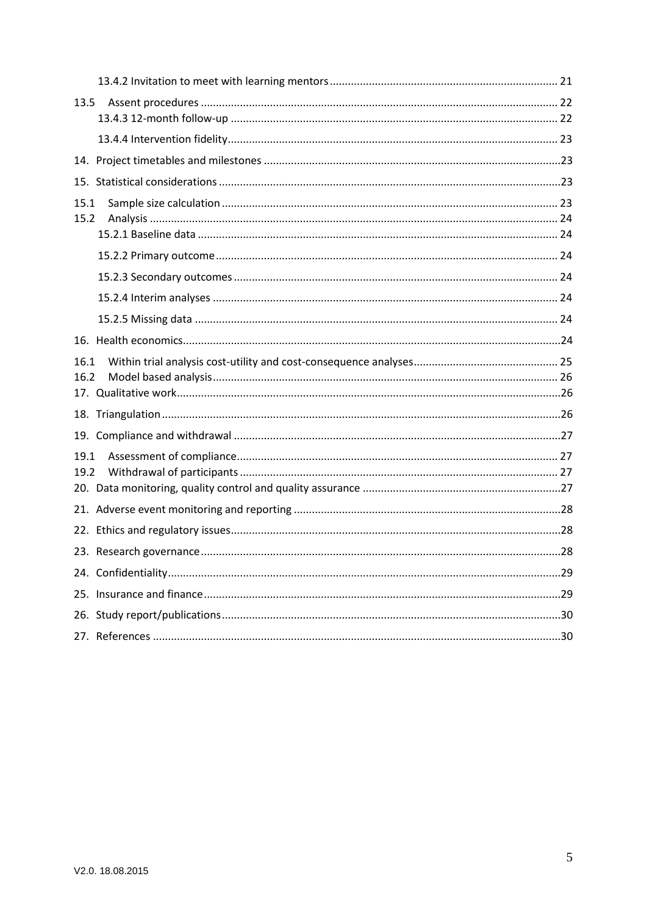13.4.2 Invitation to meet with learning mentors ........................................................................... 21

13.5 Assent procedures ...................................................................................................... 22

13.4.3 12-month follow-up ........................................................................................................... 22

13.4.4 Intervention fidelity............................................................................................................. 23

14. Project timetables and milestones ...................................................................................23

15. Statistical considerations ..................................................................................................23

15.1 Sample size calculation ................................................................................................ 23

15.2 Analysis ....................................................................................................................... 24

15.2.1 Baseline data ...................................................................................................................... 24

15.2.2 Primary outcome ................................................................................................................ 24

15.2.3 Secondary outcomes ........................................................................................................... 24

15.2.4 Interim analyses ................................................................................................................. 24

15.2.5 Missing data ....................................................................................................................... 24

16. Health economics...............................................................................................................24

16.1 Within trial analysis cost-utility and cost-consequence analyses................................ 25

16.2 Model based analysis.................................................................................................... 26

17. Qualitative work..................................................................................................................26

18. Triangulation ......................................................................................................................26

19. Compliance and withdrawal ...............................................................................................27

19.1 Assessment of compliance............................................................................................ 27

19.2 Withdrawal of participants ........................................................................................... 27

20. Data monitoring, quality control and quality assurance ....................................................27

21. Adverse event monitoring and reporting ...........................................................................28

22. Ethics and regulatory issues...............................................................................................28

23. Research governance .........................................................................................................28

24. Confidentiality....................................................................................................................29

25. Insurance and finance ........................................................................................................29

26. Study report/publications...................................................................................................30

27. References .........................................................................................................................30

V2.0. 18.08.2015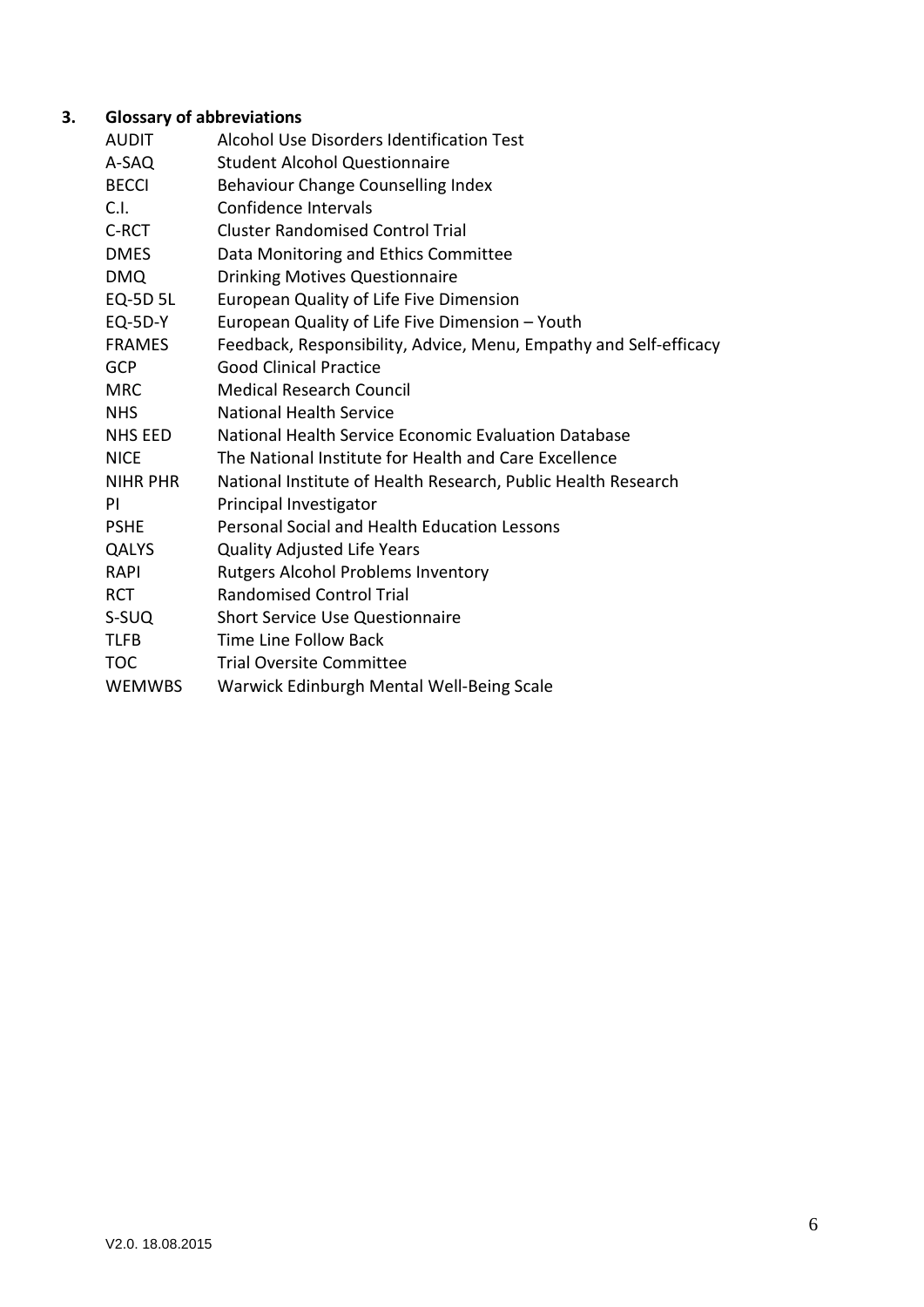## 3. Glossary of abbreviations

| | |
|---|---|
| AUDIT | Alcohol Use Disorders Identification Test |
| A-SAQ | Student Alcohol Questionnaire |
| BECCI | Behaviour Change Counselling Index |
| C.I. | Confidence Intervals |
| C-RCT | Cluster Randomised Control Trial |
| DMES | Data Monitoring and Ethics Committee |
| DMQ | Drinking Motives Questionnaire |
| EQ-5D 5L | European Quality of Life Five Dimension |
| EQ-5D-Y | European Quality of Life Five Dimension – Youth |
| FRAMES | Feedback, Responsibility, Advice, Menu, Empathy and Self-efficacy |
| GCP | Good Clinical Practice |
| MRC | Medical Research Council |
| NHS | National Health Service |
| NHS EED | National Health Service Economic Evaluation Database |
| NICE | The National Institute for Health and Care Excellence |
| NIHR PHR | National Institute of Health Research, Public Health Research |
| PI | Principal Investigator |
| PSHE | Personal Social and Health Education Lessons |
| QALYS | Quality Adjusted Life Years |
| RAPI | Rutgers Alcohol Problems Inventory |
| RCT | Randomised Control Trial |
| S-SUQ | Short Service Use Questionnaire |
| TLFB | Time Line Follow Back |
| TOC | Trial Oversite Committee |
| WEMWBS | Warwick Edinburgh Mental Well-Being Scale |

V2.0. 18.08.2015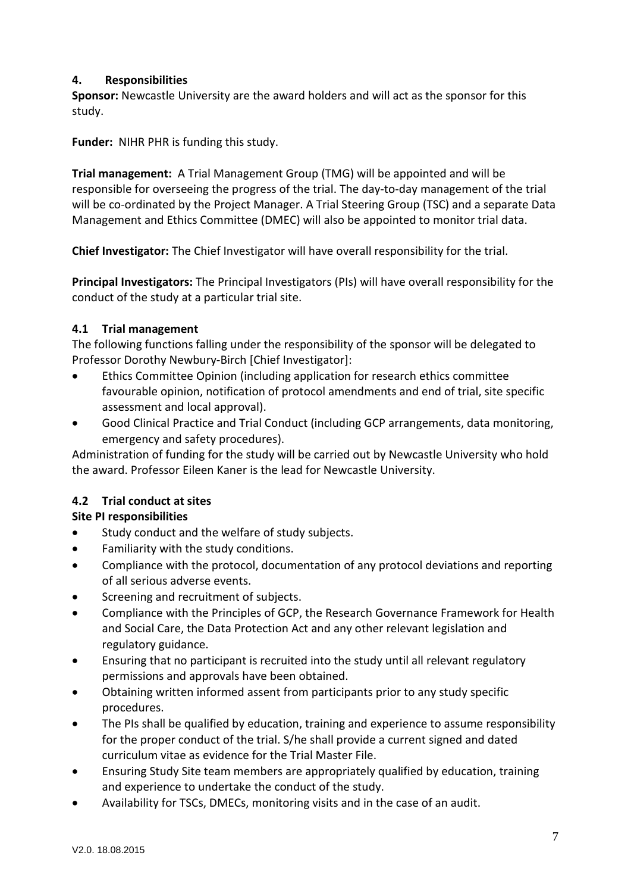## 4. Responsibilities

**Sponsor:** Newcastle University are the award holders and will act as the sponsor for this study.

**Funder:** NIHR PHR is funding this study.

**Trial management:** A Trial Management Group (TMG) will be appointed and will be responsible for overseeing the progress of the trial. The day-to-day management of the trial will be co-ordinated by the Project Manager. A Trial Steering Group (TSC) and a separate Data Management and Ethics Committee (DMEC) will also be appointed to monitor trial data.

**Chief Investigator:** The Chief Investigator will have overall responsibility for the trial.

**Principal Investigators:** The Principal Investigators (PIs) will have overall responsibility for the conduct of the study at a particular trial site.

### 4.1 Trial management

The following functions falling under the responsibility of the sponsor will be delegated to Professor Dorothy Newbury-Birch [Chief Investigator]:

- Ethics Committee Opinion (including application for research ethics committee favourable opinion, notification of protocol amendments and end of trial, site specific assessment and local approval).
- Good Clinical Practice and Trial Conduct (including GCP arrangements, data monitoring, emergency and safety procedures).

Administration of funding for the study will be carried out by Newcastle University who hold the award. Professor Eileen Kaner is the lead for Newcastle University.

### 4.2 Trial conduct at sites

**Site PI responsibilities**

- Study conduct and the welfare of study subjects.
- Familiarity with the study conditions.
- Compliance with the protocol, documentation of any protocol deviations and reporting of all serious adverse events.
- Screening and recruitment of subjects.
- Compliance with the Principles of GCP, the Research Governance Framework for Health and Social Care, the Data Protection Act and any other relevant legislation and regulatory guidance.
- Ensuring that no participant is recruited into the study until all relevant regulatory permissions and approvals have been obtained.
- Obtaining written informed assent from participants prior to any study specific procedures.
- The PIs shall be qualified by education, training and experience to assume responsibility for the proper conduct of the trial. S/he shall provide a current signed and dated curriculum vitae as evidence for the Trial Master File.
- Ensuring Study Site team members are appropriately qualified by education, training and experience to undertake the conduct of the study.
- Availability for TSCs, DMECs, monitoring visits and in the case of an audit.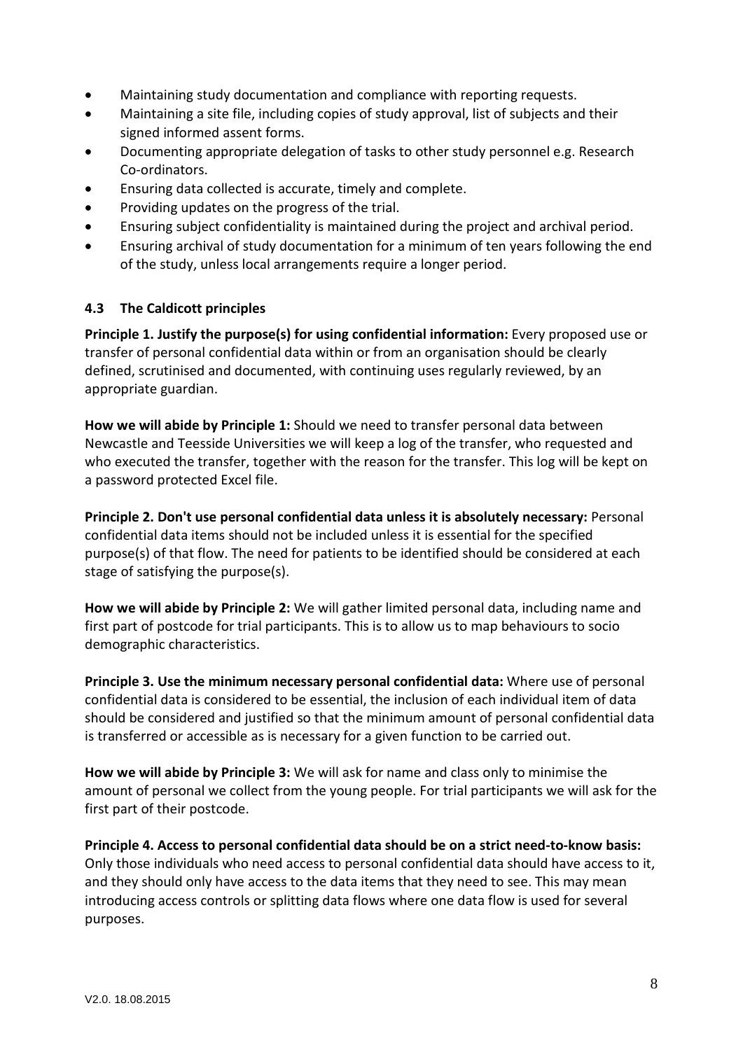- Maintaining study documentation and compliance with reporting requests.
- Maintaining a site file, including copies of study approval, list of subjects and their signed informed assent forms.
- Documenting appropriate delegation of tasks to other study personnel e.g. Research Co-ordinators.
- Ensuring data collected is accurate, timely and complete.
- Providing updates on the progress of the trial.
- Ensuring subject confidentiality is maintained during the project and archival period.
- Ensuring archival of study documentation for a minimum of ten years following the end of the study, unless local arrangements require a longer period.

### 4.3 The Caldicott principles

**Principle 1. Justify the purpose(s) for using confidential information:** Every proposed use or transfer of personal confidential data within or from an organisation should be clearly defined, scrutinised and documented, with continuing uses regularly reviewed, by an appropriate guardian.

**How we will abide by Principle 1:** Should we need to transfer personal data between Newcastle and Teesside Universities we will keep a log of the transfer, who requested and who executed the transfer, together with the reason for the transfer. This log will be kept on a password protected Excel file.

**Principle 2. Don't use personal confidential data unless it is absolutely necessary:** Personal confidential data items should not be included unless it is essential for the specified purpose(s) of that flow. The need for patients to be identified should be considered at each stage of satisfying the purpose(s).

**How we will abide by Principle 2:** We will gather limited personal data, including name and first part of postcode for trial participants. This is to allow us to map behaviours to socio demographic characteristics.

**Principle 3. Use the minimum necessary personal confidential data:** Where use of personal confidential data is considered to be essential, the inclusion of each individual item of data should be considered and justified so that the minimum amount of personal confidential data is transferred or accessible as is necessary for a given function to be carried out.

**How we will abide by Principle 3:** We will ask for name and class only to minimise the amount of personal we collect from the young people. For trial participants we will ask for the first part of their postcode.

**Principle 4. Access to personal confidential data should be on a strict need-to-know basis:** Only those individuals who need access to personal confidential data should have access to it, and they should only have access to the data items that they need to see. This may mean introducing access controls or splitting data flows where one data flow is used for several purposes.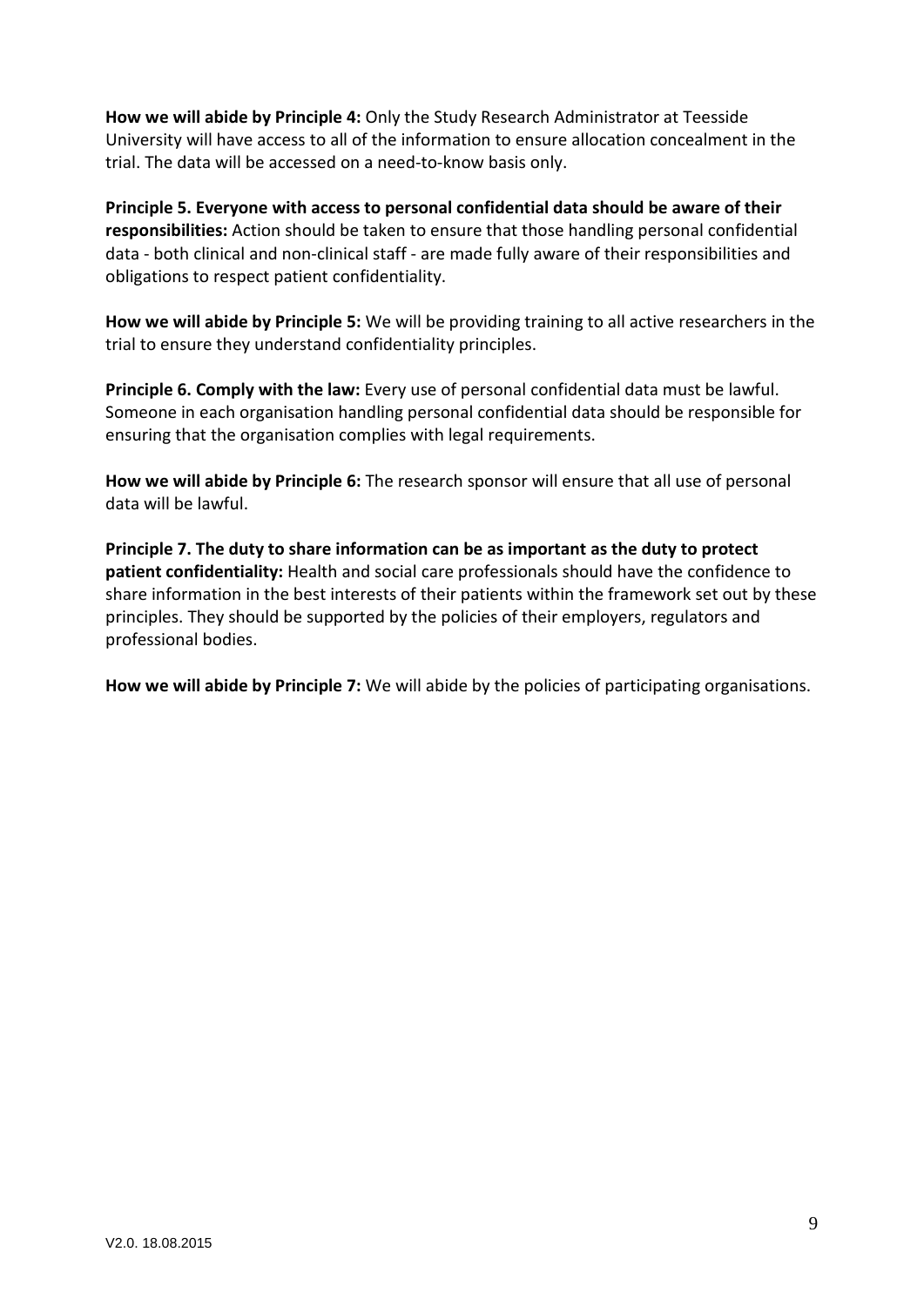**How we will abide by Principle 4:** Only the Study Research Administrator at Teesside University will have access to all of the information to ensure allocation concealment in the trial. The data will be accessed on a need-to-know basis only.

**Principle 5. Everyone with access to personal confidential data should be aware of their responsibilities:** Action should be taken to ensure that those handling personal confidential data - both clinical and non-clinical staff - are made fully aware of their responsibilities and obligations to respect patient confidentiality.

**How we will abide by Principle 5:** We will be providing training to all active researchers in the trial to ensure they understand confidentiality principles.

**Principle 6. Comply with the law:** Every use of personal confidential data must be lawful. Someone in each organisation handling personal confidential data should be responsible for ensuring that the organisation complies with legal requirements.

**How we will abide by Principle 6:** The research sponsor will ensure that all use of personal data will be lawful.

**Principle 7. The duty to share information can be as important as the duty to protect patient confidentiality:** Health and social care professionals should have the confidence to share information in the best interests of their patients within the framework set out by these principles. They should be supported by the policies of their employers, regulators and professional bodies.

**How we will abide by Principle 7:** We will abide by the policies of participating organisations.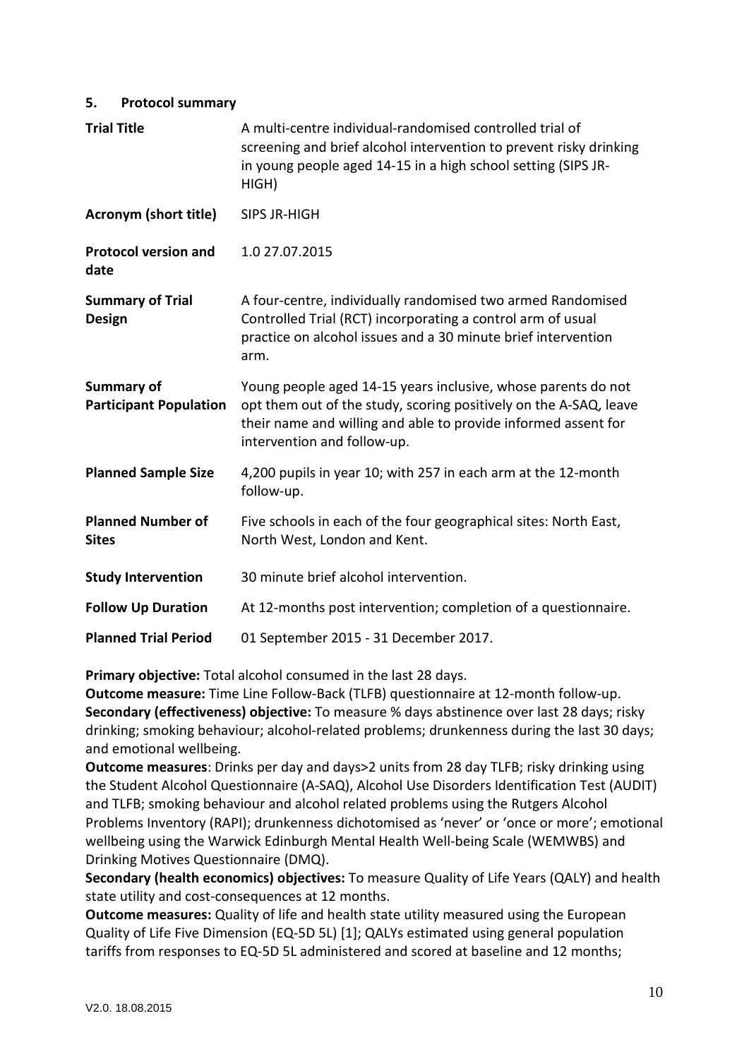## 5. Protocol summary

| | |
|---|---|
| **Trial Title** | A multi-centre individual-randomised controlled trial of screening and brief alcohol intervention to prevent risky drinking in young people aged 14-15 in a high school setting (SIPS JR-HIGH) |
| **Acronym (short title)** | SIPS JR-HIGH |
| **Protocol version and date** | 1.0 27.07.2015 |
| **Summary of Trial Design** | A four-centre, individually randomised two armed Randomised Controlled Trial (RCT) incorporating a control arm of usual practice on alcohol issues and a 30 minute brief intervention arm. |
| **Summary of Participant Population** | Young people aged 14-15 years inclusive, whose parents do not opt them out of the study, scoring positively on the A-SAQ, leave their name and willing and able to provide informed assent for intervention and follow-up. |
| **Planned Sample Size** | 4,200 pupils in year 10; with 257 in each arm at the 12-month follow-up. |
| **Planned Number of Sites** | Five schools in each of the four geographical sites: North East, North West, London and Kent. |
| **Study Intervention** | 30 minute brief alcohol intervention. |
| **Follow Up Duration** | At 12-months post intervention; completion of a questionnaire. |
| **Planned Trial Period** | 01 September 2015 - 31 December 2017. |

**Primary objective:** Total alcohol consumed in the last 28 days.
**Outcome measure:** Time Line Follow-Back (TLFB) questionnaire at 12-month follow-up.
**Secondary (effectiveness) objective:** To measure % days abstinence over last 28 days; risky drinking; smoking behaviour; alcohol-related problems; drunkenness during the last 30 days; and emotional wellbeing.
**Outcome measures**: Drinks per day and days>2 units from 28 day TLFB; risky drinking using the Student Alcohol Questionnaire (A-SAQ), Alcohol Use Disorders Identification Test (AUDIT) and TLFB; smoking behaviour and alcohol related problems using the Rutgers Alcohol Problems Inventory (RAPI); drunkenness dichotomised as 'never' or 'once or more'; emotional wellbeing using the Warwick Edinburgh Mental Health Well-being Scale (WEMWBS) and Drinking Motives Questionnaire (DMQ).
**Secondary (health economics) objectives:** To measure Quality of Life Years (QALY) and health state utility and cost-consequences at 12 months.
**Outcome measures:** Quality of life and health state utility measured using the European Quality of Life Five Dimension (EQ-5D 5L) [1]; QALYs estimated using general population tariffs from responses to EQ-5D 5L administered and scored at baseline and 12 months;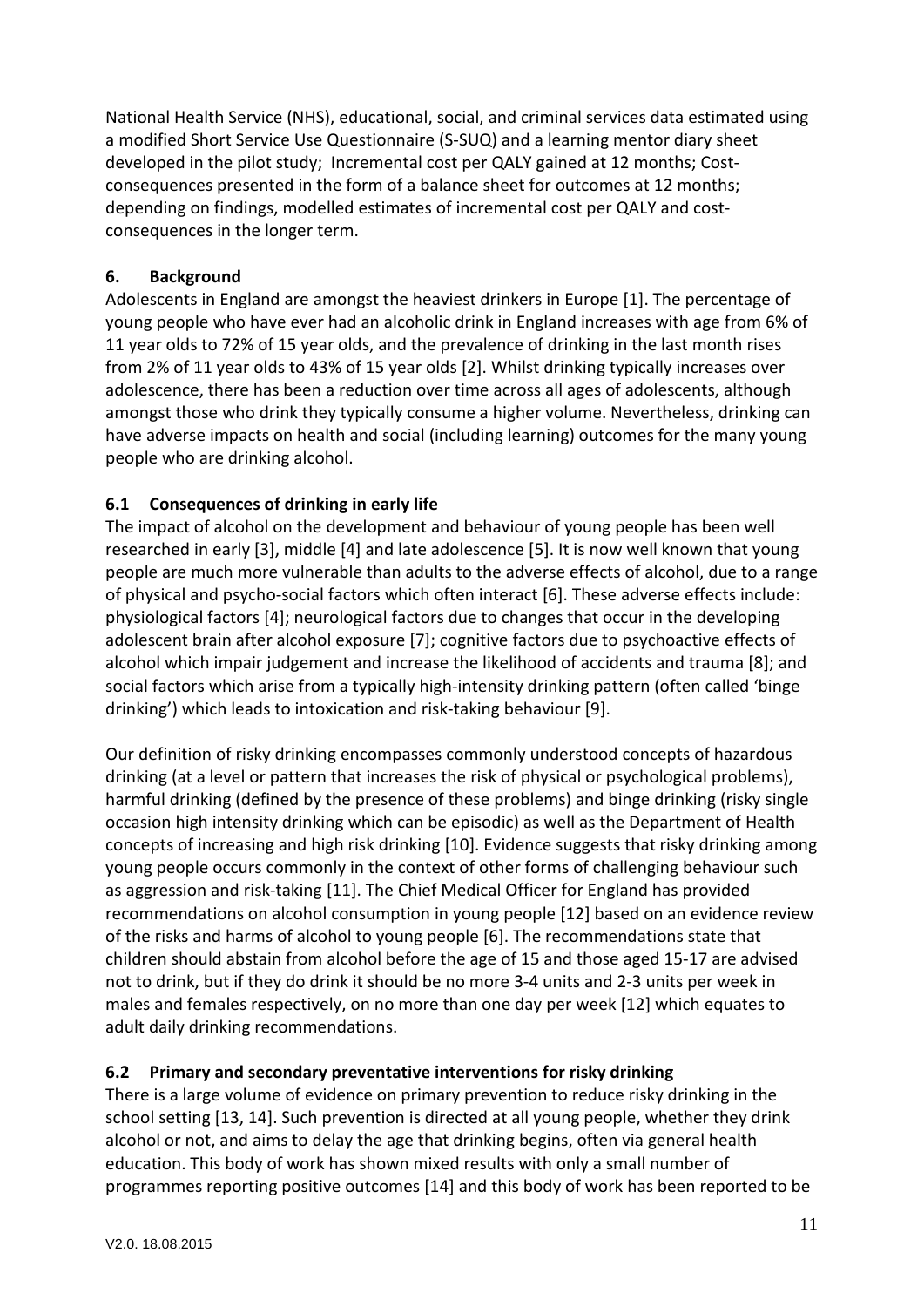National Health Service (NHS), educational, social, and criminal services data estimated using a modified Short Service Use Questionnaire (S-SUQ) and a learning mentor diary sheet developed in the pilot study; Incremental cost per QALY gained at 12 months; Cost-consequences presented in the form of a balance sheet for outcomes at 12 months; depending on findings, modelled estimates of incremental cost per QALY and cost-consequences in the longer term.

## 6. Background

Adolescents in England are amongst the heaviest drinkers in Europe [1]. The percentage of young people who have ever had an alcoholic drink in England increases with age from 6% of 11 year olds to 72% of 15 year olds, and the prevalence of drinking in the last month rises from 2% of 11 year olds to 43% of 15 year olds [2]. Whilst drinking typically increases over adolescence, there has been a reduction over time across all ages of adolescents, although amongst those who drink they typically consume a higher volume. Nevertheless, drinking can have adverse impacts on health and social (including learning) outcomes for the many young people who are drinking alcohol.

### 6.1 Consequences of drinking in early life

The impact of alcohol on the development and behaviour of young people has been well researched in early [3], middle [4] and late adolescence [5]. It is now well known that young people are much more vulnerable than adults to the adverse effects of alcohol, due to a range of physical and psycho-social factors which often interact [6]. These adverse effects include: physiological factors [4]; neurological factors due to changes that occur in the developing adolescent brain after alcohol exposure [7]; cognitive factors due to psychoactive effects of alcohol which impair judgement and increase the likelihood of accidents and trauma [8]; and social factors which arise from a typically high-intensity drinking pattern (often called 'binge drinking') which leads to intoxication and risk-taking behaviour [9].

Our definition of risky drinking encompasses commonly understood concepts of hazardous drinking (at a level or pattern that increases the risk of physical or psychological problems), harmful drinking (defined by the presence of these problems) and binge drinking (risky single occasion high intensity drinking which can be episodic) as well as the Department of Health concepts of increasing and high risk drinking [10]. Evidence suggests that risky drinking among young people occurs commonly in the context of other forms of challenging behaviour such as aggression and risk-taking [11]. The Chief Medical Officer for England has provided recommendations on alcohol consumption in young people [12] based on an evidence review of the risks and harms of alcohol to young people [6]. The recommendations state that children should abstain from alcohol before the age of 15 and those aged 15-17 are advised not to drink, but if they do drink it should be no more 3-4 units and 2-3 units per week in males and females respectively, on no more than one day per week [12] which equates to adult daily drinking recommendations.

### 6.2 Primary and secondary preventative interventions for risky drinking

There is a large volume of evidence on primary prevention to reduce risky drinking in the school setting [13, 14]. Such prevention is directed at all young people, whether they drink alcohol or not, and aims to delay the age that drinking begins, often via general health education. This body of work has shown mixed results with only a small number of programmes reporting positive outcomes [14] and this body of work has been reported to be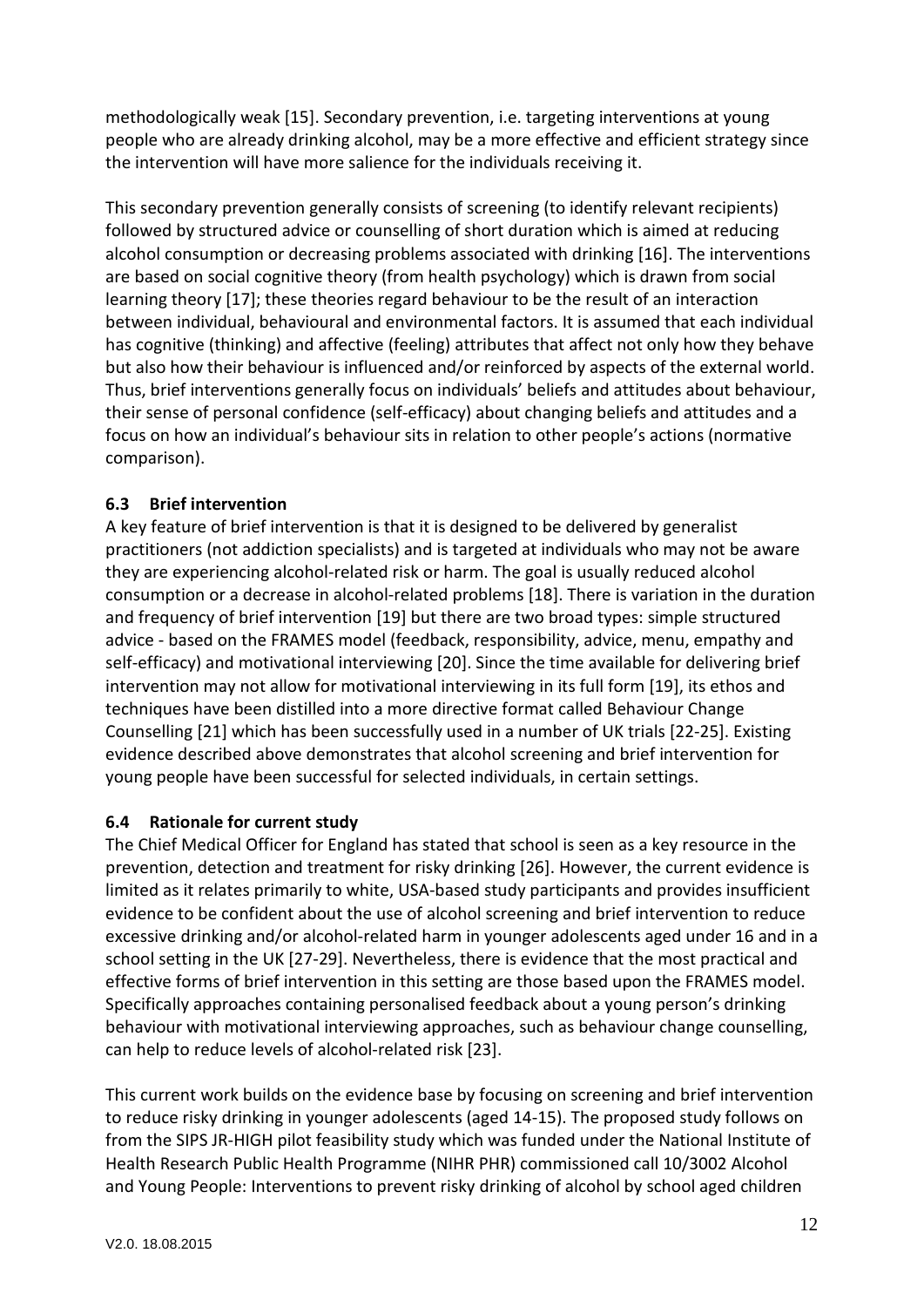methodologically weak [15]. Secondary prevention, i.e. targeting interventions at young people who are already drinking alcohol, may be a more effective and efficient strategy since the intervention will have more salience for the individuals receiving it.

This secondary prevention generally consists of screening (to identify relevant recipients) followed by structured advice or counselling of short duration which is aimed at reducing alcohol consumption or decreasing problems associated with drinking [16]. The interventions are based on social cognitive theory (from health psychology) which is drawn from social learning theory [17]; these theories regard behaviour to be the result of an interaction between individual, behavioural and environmental factors. It is assumed that each individual has cognitive (thinking) and affective (feeling) attributes that affect not only how they behave but also how their behaviour is influenced and/or reinforced by aspects of the external world. Thus, brief interventions generally focus on individuals' beliefs and attitudes about behaviour, their sense of personal confidence (self-efficacy) about changing beliefs and attitudes and a focus on how an individual's behaviour sits in relation to other people's actions (normative comparison).

### 6.3 Brief intervention

A key feature of brief intervention is that it is designed to be delivered by generalist practitioners (not addiction specialists) and is targeted at individuals who may not be aware they are experiencing alcohol-related risk or harm. The goal is usually reduced alcohol consumption or a decrease in alcohol-related problems [18]. There is variation in the duration and frequency of brief intervention [19] but there are two broad types: simple structured advice - based on the FRAMES model (feedback, responsibility, advice, menu, empathy and self-efficacy) and motivational interviewing [20]. Since the time available for delivering brief intervention may not allow for motivational interviewing in its full form [19], its ethos and techniques have been distilled into a more directive format called Behaviour Change Counselling [21] which has been successfully used in a number of UK trials [22-25]. Existing evidence described above demonstrates that alcohol screening and brief intervention for young people have been successful for selected individuals, in certain settings.

### 6.4 Rationale for current study

The Chief Medical Officer for England has stated that school is seen as a key resource in the prevention, detection and treatment for risky drinking [26]. However, the current evidence is limited as it relates primarily to white, USA-based study participants and provides insufficient evidence to be confident about the use of alcohol screening and brief intervention to reduce excessive drinking and/or alcohol-related harm in younger adolescents aged under 16 and in a school setting in the UK [27-29]. Nevertheless, there is evidence that the most practical and effective forms of brief intervention in this setting are those based upon the FRAMES model. Specifically approaches containing personalised feedback about a young person's drinking behaviour with motivational interviewing approaches, such as behaviour change counselling, can help to reduce levels of alcohol-related risk [23].

This current work builds on the evidence base by focusing on screening and brief intervention to reduce risky drinking in younger adolescents (aged 14-15). The proposed study follows on from the SIPS JR-HIGH pilot feasibility study which was funded under the National Institute of Health Research Public Health Programme (NIHR PHR) commissioned call 10/3002 Alcohol and Young People: Interventions to prevent risky drinking of alcohol by school aged children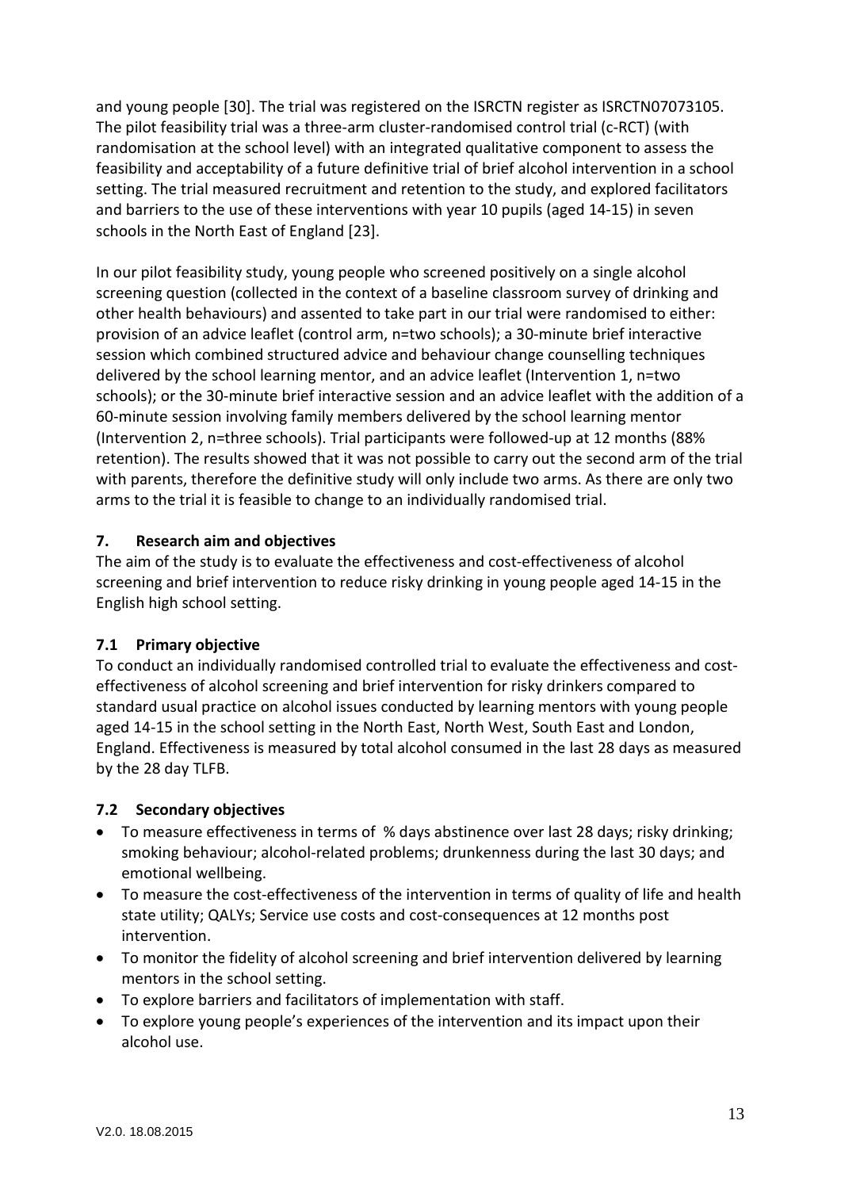and young people [30]. The trial was registered on the ISRCTN register as ISRCTN07073105. The pilot feasibility trial was a three-arm cluster-randomised control trial (c-RCT) (with randomisation at the school level) with an integrated qualitative component to assess the feasibility and acceptability of a future definitive trial of brief alcohol intervention in a school setting. The trial measured recruitment and retention to the study, and explored facilitators and barriers to the use of these interventions with year 10 pupils (aged 14-15) in seven schools in the North East of England [23].

In our pilot feasibility study, young people who screened positively on a single alcohol screening question (collected in the context of a baseline classroom survey of drinking and other health behaviours) and assented to take part in our trial were randomised to either: provision of an advice leaflet (control arm, n=two schools); a 30-minute brief interactive session which combined structured advice and behaviour change counselling techniques delivered by the school learning mentor, and an advice leaflet (Intervention 1, n=two schools); or the 30-minute brief interactive session and an advice leaflet with the addition of a 60-minute session involving family members delivered by the school learning mentor (Intervention 2, n=three schools). Trial participants were followed-up at 12 months (88% retention). The results showed that it was not possible to carry out the second arm of the trial with parents, therefore the definitive study will only include two arms. As there are only two arms to the trial it is feasible to change to an individually randomised trial.

## 7. Research aim and objectives

The aim of the study is to evaluate the effectiveness and cost-effectiveness of alcohol screening and brief intervention to reduce risky drinking in young people aged 14-15 in the English high school setting.

### 7.1 Primary objective

To conduct an individually randomised controlled trial to evaluate the effectiveness and cost-effectiveness of alcohol screening and brief intervention for risky drinkers compared to standard usual practice on alcohol issues conducted by learning mentors with young people aged 14-15 in the school setting in the North East, North West, South East and London, England. Effectiveness is measured by total alcohol consumed in the last 28 days as measured by the 28 day TLFB.

### 7.2 Secondary objectives

- To measure effectiveness in terms of % days abstinence over last 28 days; risky drinking; smoking behaviour; alcohol-related problems; drunkenness during the last 30 days; and emotional wellbeing.
- To measure the cost-effectiveness of the intervention in terms of quality of life and health state utility; QALYs; Service use costs and cost-consequences at 12 months post intervention.
- To monitor the fidelity of alcohol screening and brief intervention delivered by learning mentors in the school setting.
- To explore barriers and facilitators of implementation with staff.
- To explore young people's experiences of the intervention and its impact upon their alcohol use.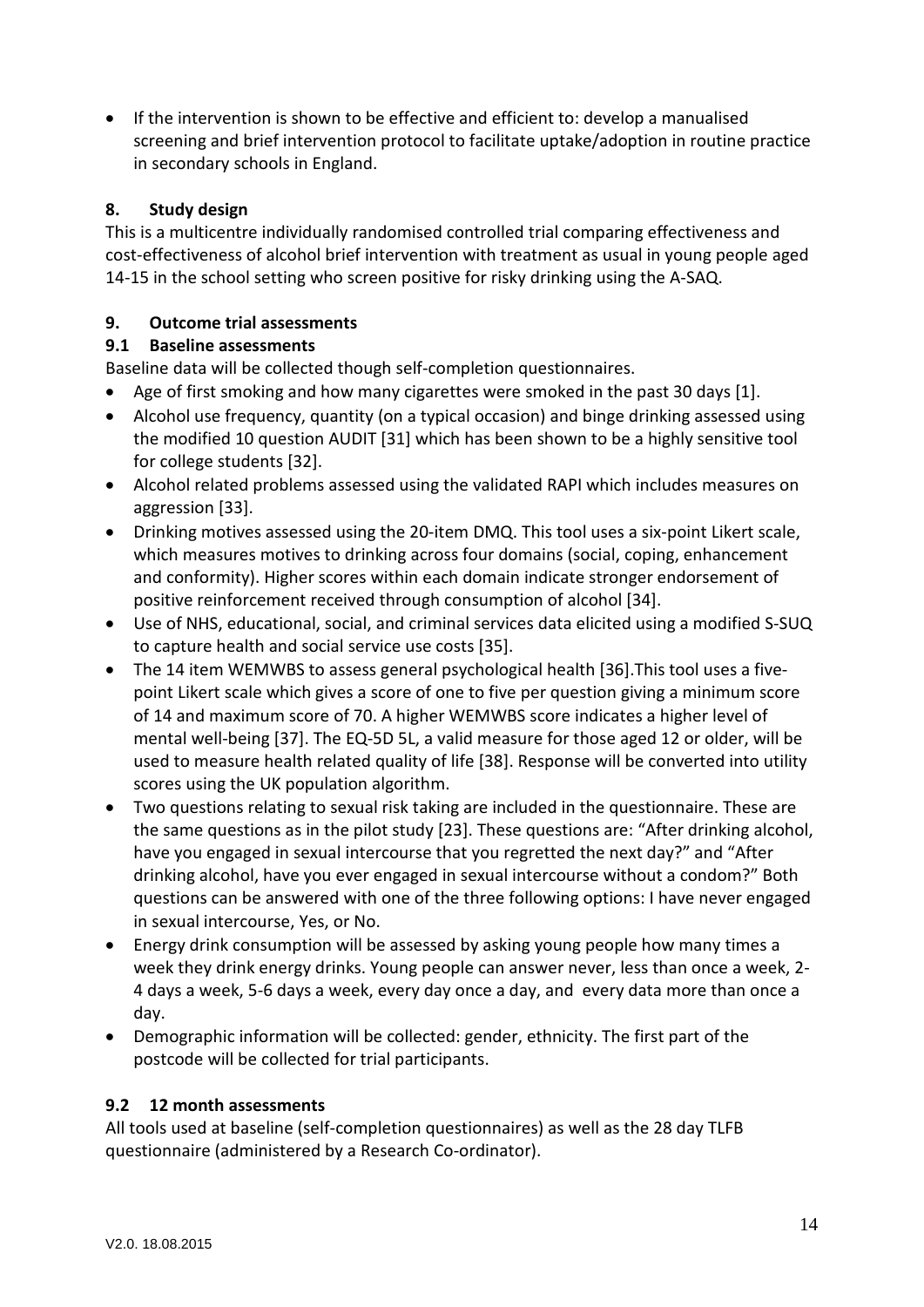- If the intervention is shown to be effective and efficient to: develop a manualised screening and brief intervention protocol to facilitate uptake/adoption in routine practice in secondary schools in England.

## 8. Study design

This is a multicentre individually randomised controlled trial comparing effectiveness and cost-effectiveness of alcohol brief intervention with treatment as usual in young people aged 14-15 in the school setting who screen positive for risky drinking using the A-SAQ.

## 9. Outcome trial assessments

### 9.1 Baseline assessments

Baseline data will be collected though self-completion questionnaires.

- Age of first smoking and how many cigarettes were smoked in the past 30 days [1].
- Alcohol use frequency, quantity (on a typical occasion) and binge drinking assessed using the modified 10 question AUDIT [31] which has been shown to be a highly sensitive tool for college students [32].
- Alcohol related problems assessed using the validated RAPI which includes measures on aggression [33].
- Drinking motives assessed using the 20-item DMQ. This tool uses a six-point Likert scale, which measures motives to drinking across four domains (social, coping, enhancement and conformity). Higher scores within each domain indicate stronger endorsement of positive reinforcement received through consumption of alcohol [34].
- Use of NHS, educational, social, and criminal services data elicited using a modified S-SUQ to capture health and social service use costs [35].
- The 14 item WEMWBS to assess general psychological health [36].This tool uses a five-point Likert scale which gives a score of one to five per question giving a minimum score of 14 and maximum score of 70. A higher WEMWBS score indicates a higher level of mental well-being [37]. The EQ-5D 5L, a valid measure for those aged 12 or older, will be used to measure health related quality of life [38]. Response will be converted into utility scores using the UK population algorithm.
- Two questions relating to sexual risk taking are included in the questionnaire. These are the same questions as in the pilot study [23]. These questions are: "After drinking alcohol, have you engaged in sexual intercourse that you regretted the next day?" and "After drinking alcohol, have you ever engaged in sexual intercourse without a condom?" Both questions can be answered with one of the three following options: I have never engaged in sexual intercourse, Yes, or No.
- Energy drink consumption will be assessed by asking young people how many times a week they drink energy drinks. Young people can answer never, less than once a week, 2-4 days a week, 5-6 days a week, every day once a day, and every data more than once a day.
- Demographic information will be collected: gender, ethnicity. The first part of the postcode will be collected for trial participants.

### 9.2 12 month assessments

All tools used at baseline (self-completion questionnaires) as well as the 28 day TLFB questionnaire (administered by a Research Co-ordinator).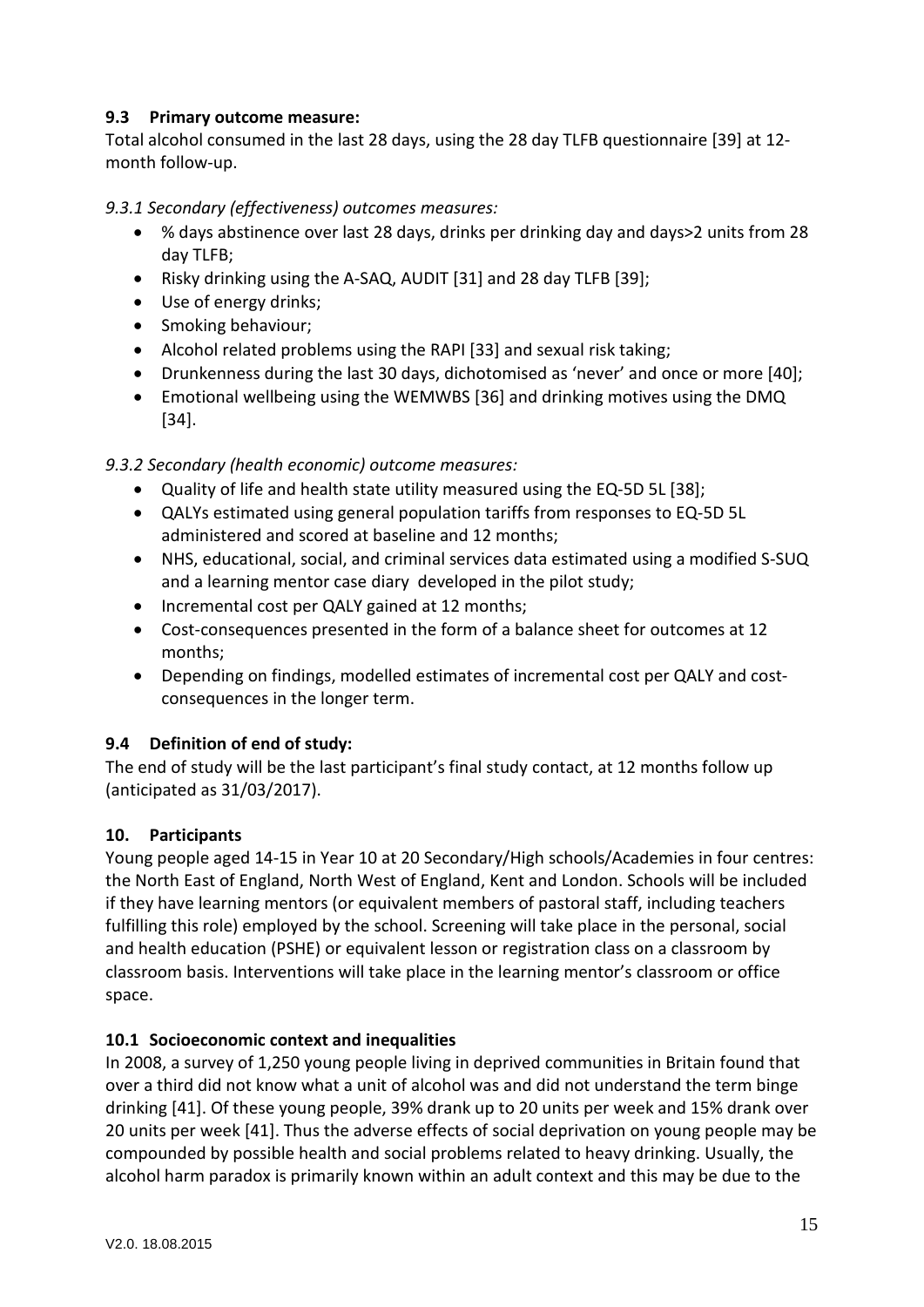### 9.3 Primary outcome measure:

Total alcohol consumed in the last 28 days, using the 28 day TLFB questionnaire [39] at 12-month follow-up.

*9.3.1 Secondary (effectiveness) outcomes measures:*

- % days abstinence over last 28 days, drinks per drinking day and days>2 units from 28 day TLFB;
- Risky drinking using the A-SAQ, AUDIT [31] and 28 day TLFB [39];
- Use of energy drinks;
- Smoking behaviour;
- Alcohol related problems using the RAPI [33] and sexual risk taking;
- Drunkenness during the last 30 days, dichotomised as 'never' and once or more [40];
- Emotional wellbeing using the WEMWBS [36] and drinking motives using the DMQ [34].

*9.3.2 Secondary (health economic) outcome measures:*

- Quality of life and health state utility measured using the EQ-5D 5L [38];
- QALYs estimated using general population tariffs from responses to EQ-5D 5L administered and scored at baseline and 12 months;
- NHS, educational, social, and criminal services data estimated using a modified S-SUQ and a learning mentor case diary developed in the pilot study;
- Incremental cost per QALY gained at 12 months;
- Cost-consequences presented in the form of a balance sheet for outcomes at 12 months;
- Depending on findings, modelled estimates of incremental cost per QALY and cost-consequences in the longer term.

### 9.4 Definition of end of study:

The end of study will be the last participant's final study contact, at 12 months follow up (anticipated as 31/03/2017).

## 10. Participants

Young people aged 14-15 in Year 10 at 20 Secondary/High schools/Academies in four centres: the North East of England, North West of England, Kent and London. Schools will be included if they have learning mentors (or equivalent members of pastoral staff, including teachers fulfilling this role) employed by the school. Screening will take place in the personal, social and health education (PSHE) or equivalent lesson or registration class on a classroom by classroom basis. Interventions will take place in the learning mentor's classroom or office space.

### 10.1 Socioeconomic context and inequalities

In 2008, a survey of 1,250 young people living in deprived communities in Britain found that over a third did not know what a unit of alcohol was and did not understand the term binge drinking [41]. Of these young people, 39% drank up to 20 units per week and 15% drank over 20 units per week [41]. Thus the adverse effects of social deprivation on young people may be compounded by possible health and social problems related to heavy drinking. Usually, the alcohol harm paradox is primarily known within an adult context and this may be due to the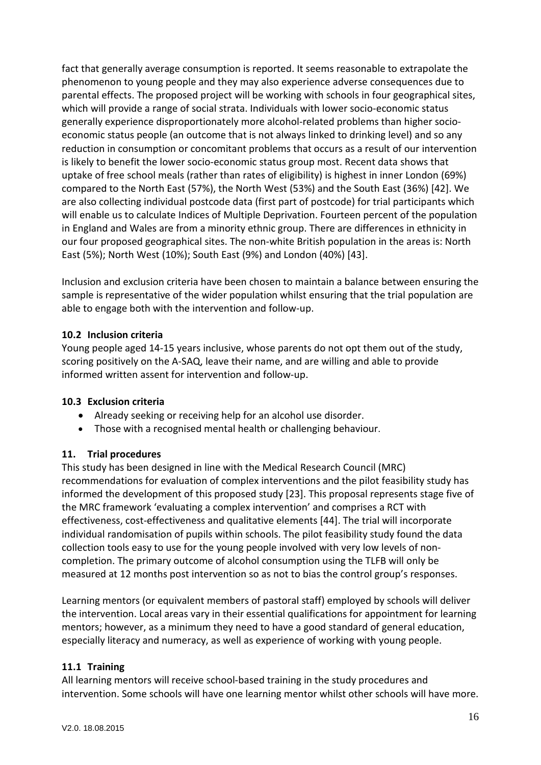fact that generally average consumption is reported. It seems reasonable to extrapolate the phenomenon to young people and they may also experience adverse consequences due to parental effects. The proposed project will be working with schools in four geographical sites, which will provide a range of social strata. Individuals with lower socio-economic status generally experience disproportionately more alcohol-related problems than higher socio-economic status people (an outcome that is not always linked to drinking level) and so any reduction in consumption or concomitant problems that occurs as a result of our intervention is likely to benefit the lower socio-economic status group most. Recent data shows that uptake of free school meals (rather than rates of eligibility) is highest in inner London (69%) compared to the North East (57%), the North West (53%) and the South East (36%) [42]. We are also collecting individual postcode data (first part of postcode) for trial participants which will enable us to calculate Indices of Multiple Deprivation. Fourteen percent of the population in England and Wales are from a minority ethnic group. There are differences in ethnicity in our four proposed geographical sites. The non-white British population in the areas is: North East (5%); North West (10%); South East (9%) and London (40%) [43].

Inclusion and exclusion criteria have been chosen to maintain a balance between ensuring the sample is representative of the wider population whilst ensuring that the trial population are able to engage both with the intervention and follow-up.

### 10.2 Inclusion criteria

Young people aged 14-15 years inclusive, whose parents do not opt them out of the study, scoring positively on the A-SAQ, leave their name, and are willing and able to provide informed written assent for intervention and follow-up.

### 10.3 Exclusion criteria

- Already seeking or receiving help for an alcohol use disorder.
- Those with a recognised mental health or challenging behaviour.

## 11. Trial procedures

This study has been designed in line with the Medical Research Council (MRC) recommendations for evaluation of complex interventions and the pilot feasibility study has informed the development of this proposed study [23]. This proposal represents stage five of the MRC framework 'evaluating a complex intervention' and comprises a RCT with effectiveness, cost-effectiveness and qualitative elements [44]. The trial will incorporate individual randomisation of pupils within schools. The pilot feasibility study found the data collection tools easy to use for the young people involved with very low levels of non-completion. The primary outcome of alcohol consumption using the TLFB will only be measured at 12 months post intervention so as not to bias the control group's responses.

Learning mentors (or equivalent members of pastoral staff) employed by schools will deliver the intervention. Local areas vary in their essential qualifications for appointment for learning mentors; however, as a minimum they need to have a good standard of general education, especially literacy and numeracy, as well as experience of working with young people.

### 11.1 Training

All learning mentors will receive school-based training in the study procedures and intervention. Some schools will have one learning mentor whilst other schools will have more.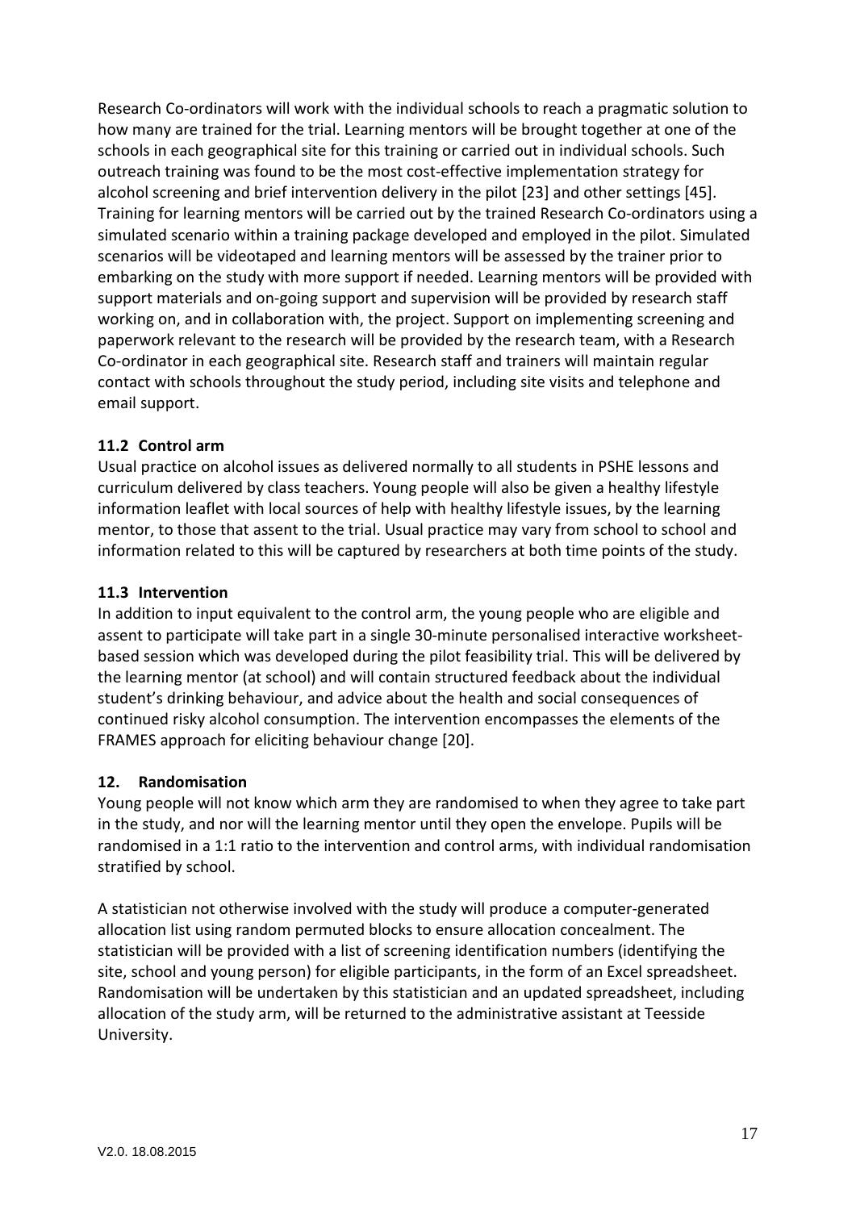Research Co-ordinators will work with the individual schools to reach a pragmatic solution to how many are trained for the trial. Learning mentors will be brought together at one of the schools in each geographical site for this training or carried out in individual schools. Such outreach training was found to be the most cost-effective implementation strategy for alcohol screening and brief intervention delivery in the pilot [23] and other settings [45]. Training for learning mentors will be carried out by the trained Research Co-ordinators using a simulated scenario within a training package developed and employed in the pilot. Simulated scenarios will be videotaped and learning mentors will be assessed by the trainer prior to embarking on the study with more support if needed. Learning mentors will be provided with support materials and on-going support and supervision will be provided by research staff working on, and in collaboration with, the project. Support on implementing screening and paperwork relevant to the research will be provided by the research team, with a Research Co-ordinator in each geographical site. Research staff and trainers will maintain regular contact with schools throughout the study period, including site visits and telephone and email support.

### 11.2 Control arm

Usual practice on alcohol issues as delivered normally to all students in PSHE lessons and curriculum delivered by class teachers. Young people will also be given a healthy lifestyle information leaflet with local sources of help with healthy lifestyle issues, by the learning mentor, to those that assent to the trial. Usual practice may vary from school to school and information related to this will be captured by researchers at both time points of the study.

### 11.3 Intervention

In addition to input equivalent to the control arm, the young people who are eligible and assent to participate will take part in a single 30-minute personalised interactive worksheet-based session which was developed during the pilot feasibility trial. This will be delivered by the learning mentor (at school) and will contain structured feedback about the individual student's drinking behaviour, and advice about the health and social consequences of continued risky alcohol consumption. The intervention encompasses the elements of the FRAMES approach for eliciting behaviour change [20].

## 12. Randomisation

Young people will not know which arm they are randomised to when they agree to take part in the study, and nor will the learning mentor until they open the envelope. Pupils will be randomised in a 1:1 ratio to the intervention and control arms, with individual randomisation stratified by school.

A statistician not otherwise involved with the study will produce a computer-generated allocation list using random permuted blocks to ensure allocation concealment. The statistician will be provided with a list of screening identification numbers (identifying the site, school and young person) for eligible participants, in the form of an Excel spreadsheet. Randomisation will be undertaken by this statistician and an updated spreadsheet, including allocation of the study arm, will be returned to the administrative assistant at Teesside University.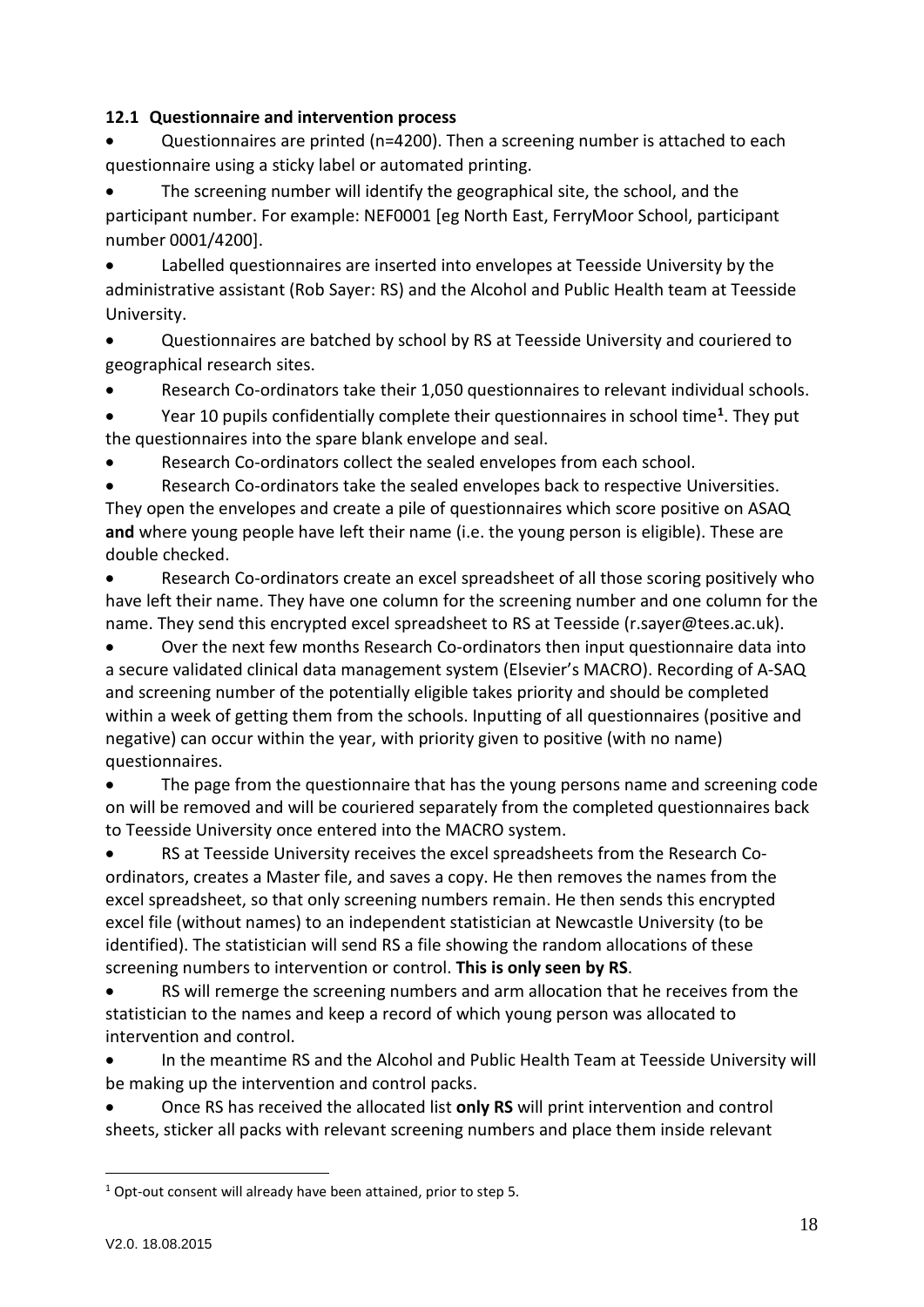### 12.1 Questionnaire and intervention process

- Questionnaires are printed (n=4200). Then a screening number is attached to each questionnaire using a sticky label or automated printing.
- The screening number will identify the geographical site, the school, and the participant number. For example: NEF0001 [eg North East, FerryMoor School, participant number 0001/4200].
- Labelled questionnaires are inserted into envelopes at Teesside University by the administrative assistant (Rob Sayer: RS) and the Alcohol and Public Health team at Teesside University.
- Questionnaires are batched by school by RS at Teesside University and couriered to geographical research sites.
- Research Co-ordinators take their 1,050 questionnaires to relevant individual schools.
- Year 10 pupils confidentially complete their questionnaires in school time[1]. They put the questionnaires into the spare blank envelope and seal.
- Research Co-ordinators collect the sealed envelopes from each school.
- Research Co-ordinators take the sealed envelopes back to respective Universities. They open the envelopes and create a pile of questionnaires which score positive on ASAQ **and** where young people have left their name (i.e. the young person is eligible). These are double checked.
- Research Co-ordinators create an excel spreadsheet of all those scoring positively who have left their name. They have one column for the screening number and one column for the name. They send this encrypted excel spreadsheet to RS at Teesside (r.sayer@tees.ac.uk).
- Over the next few months Research Co-ordinators then input questionnaire data into a secure validated clinical data management system (Elsevier's MACRO). Recording of A-SAQ and screening number of the potentially eligible takes priority and should be completed within a week of getting them from the schools. Inputting of all questionnaires (positive and negative) can occur within the year, with priority given to positive (with no name) questionnaires.
- The page from the questionnaire that has the young persons name and screening code on will be removed and will be couriered separately from the completed questionnaires back to Teesside University once entered into the MACRO system.
- RS at Teesside University receives the excel spreadsheets from the Research Co-ordinators, creates a Master file, and saves a copy. He then removes the names from the excel spreadsheet, so that only screening numbers remain. He then sends this encrypted excel file (without names) to an independent statistician at Newcastle University (to be identified). The statistician will send RS a file showing the random allocations of these screening numbers to intervention or control. **This is only seen by RS**.
- RS will remerge the screening numbers and arm allocation that he receives from the statistician to the names and keep a record of which young person was allocated to intervention and control.
- In the meantime RS and the Alcohol and Public Health Team at Teesside University will be making up the intervention and control packs.
- Once RS has received the allocated list **only RS** will print intervention and control sheets, sticker all packs with relevant screening numbers and place them inside relevant

[1] Opt-out consent will already have been attained, prior to step 5.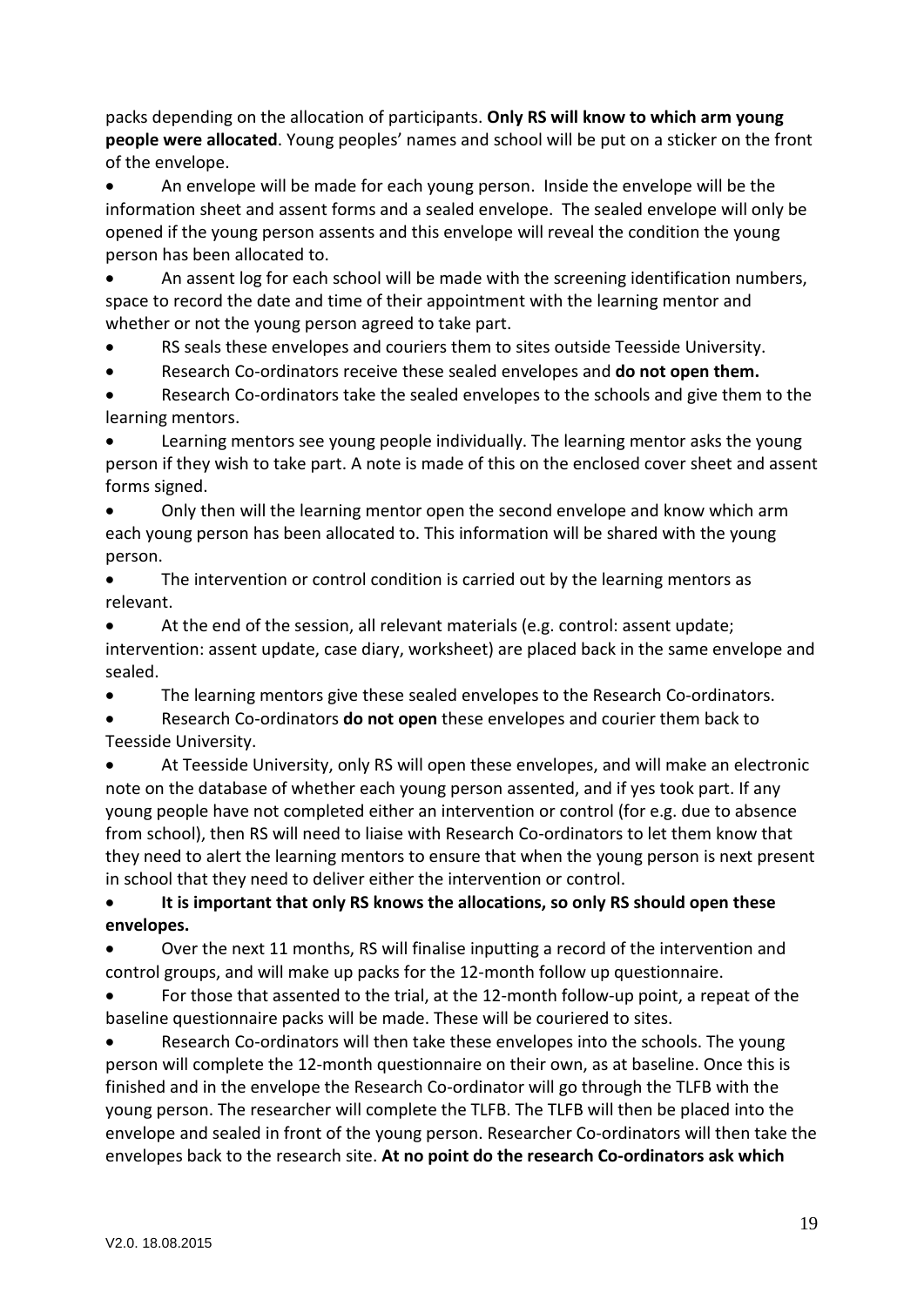packs depending on the allocation of participants. **Only RS will know to which arm young people were allocated**. Young peoples' names and school will be put on a sticker on the front of the envelope.

- An envelope will be made for each young person. Inside the envelope will be the information sheet and assent forms and a sealed envelope. The sealed envelope will only be opened if the young person assents and this envelope will reveal the condition the young person has been allocated to.
- An assent log for each school will be made with the screening identification numbers, space to record the date and time of their appointment with the learning mentor and whether or not the young person agreed to take part.
- RS seals these envelopes and couriers them to sites outside Teesside University.
- Research Co-ordinators receive these sealed envelopes and **do not open them.**
- Research Co-ordinators take the sealed envelopes to the schools and give them to the learning mentors.
- Learning mentors see young people individually. The learning mentor asks the young person if they wish to take part. A note is made of this on the enclosed cover sheet and assent forms signed.
- Only then will the learning mentor open the second envelope and know which arm each young person has been allocated to. This information will be shared with the young person.
- The intervention or control condition is carried out by the learning mentors as relevant.
- At the end of the session, all relevant materials (e.g. control: assent update; intervention: assent update, case diary, worksheet) are placed back in the same envelope and sealed.
- The learning mentors give these sealed envelopes to the Research Co-ordinators.
- Research Co-ordinators **do not open** these envelopes and courier them back to Teesside University.
- At Teesside University, only RS will open these envelopes, and will make an electronic note on the database of whether each young person assented, and if yes took part. If any young people have not completed either an intervention or control (for e.g. due to absence from school), then RS will need to liaise with Research Co-ordinators to let them know that they need to alert the learning mentors to ensure that when the young person is next present in school that they need to deliver either the intervention or control.
- **It is important that only RS knows the allocations, so only RS should open these envelopes.**
- Over the next 11 months, RS will finalise inputting a record of the intervention and control groups, and will make up packs for the 12-month follow up questionnaire.
- For those that assented to the trial, at the 12-month follow-up point, a repeat of the baseline questionnaire packs will be made. These will be couriered to sites.
- Research Co-ordinators will then take these envelopes into the schools. The young person will complete the 12-month questionnaire on their own, as at baseline. Once this is finished and in the envelope the Research Co-ordinator will go through the TLFB with the young person. The researcher will complete the TLFB. The TLFB will then be placed into the envelope and sealed in front of the young person. Researcher Co-ordinators will then take the envelopes back to the research site. **At no point do the research Co-ordinators ask which**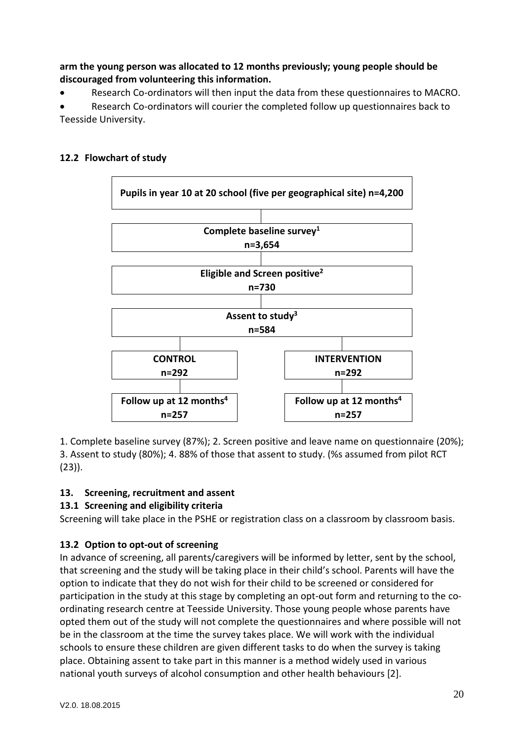**arm the young person was allocated to 12 months previously; young people should be discouraged from volunteering this information.**

- Research Co-ordinators will then input the data from these questionnaires to MACRO.
- Research Co-ordinators will courier the completed follow up questionnaires back to Teesside University.

## 12.2 Flowchart of study

**Pupils in year 10 at 20 school (five per geographical site) n=4,200**

↓

**Complete baseline survey[1]**
**n=3,654**

↓

**Eligible and Screen positive[2]**
**n=730**

↓

**Assent to study[3]**
**n=584**

↓

| **CONTROL n=292** | **INTERVENTION n=292** |
| --- | --- |
| **Follow up at 12 months[4] n=257** | **Follow up at 12 months[4] n=257** |

1. Complete baseline survey (87%); 2. Screen positive and leave name on questionnaire (20%); 3. Assent to study (80%); 4. 88% of those that assent to study. (%s assumed from pilot RCT (23)).

## 13. Screening, recruitment and assent

### 13.1 Screening and eligibility criteria

Screening will take place in the PSHE or registration class on a classroom by classroom basis.

### 13.2 Option to opt-out of screening

In advance of screening, all parents/caregivers will be informed by letter, sent by the school, that screening and the study will be taking place in their child's school. Parents will have the option to indicate that they do not wish for their child to be screened or considered for participation in the study at this stage by completing an opt-out form and returning to the co-ordinating research centre at Teesside University. Those young people whose parents have opted them out of the study will not complete the questionnaires and where possible will not be in the classroom at the time the survey takes place. We will work with the individual schools to ensure these children are given different tasks to do when the survey is taking place. Obtaining assent to take part in this manner is a method widely used in various national youth surveys of alcohol consumption and other health behaviours [2].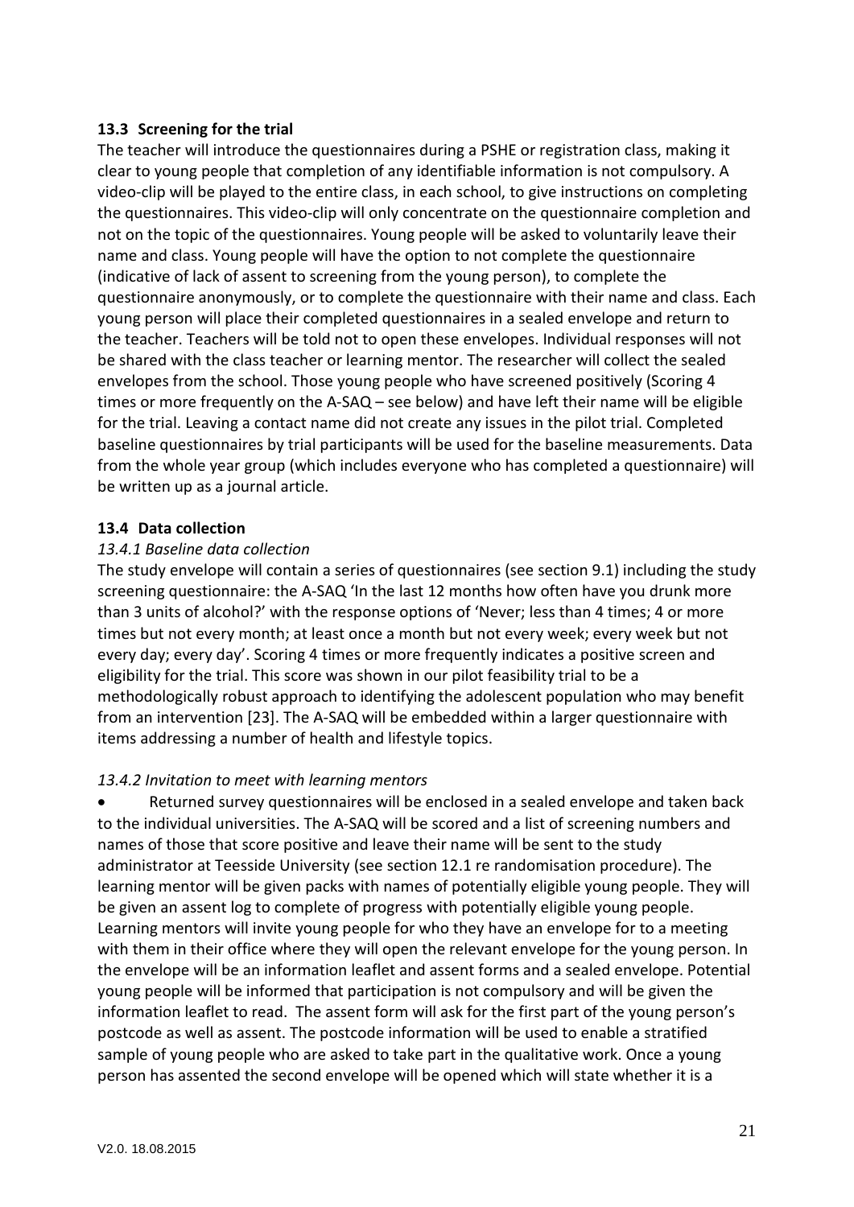### 13.3 Screening for the trial

The teacher will introduce the questionnaires during a PSHE or registration class, making it clear to young people that completion of any identifiable information is not compulsory. A video-clip will be played to the entire class, in each school, to give instructions on completing the questionnaires. This video-clip will only concentrate on the questionnaire completion and not on the topic of the questionnaires. Young people will be asked to voluntarily leave their name and class. Young people will have the option to not complete the questionnaire (indicative of lack of assent to screening from the young person), to complete the questionnaire anonymously, or to complete the questionnaire with their name and class. Each young person will place their completed questionnaires in a sealed envelope and return to the teacher. Teachers will be told not to open these envelopes. Individual responses will not be shared with the class teacher or learning mentor. The researcher will collect the sealed envelopes from the school. Those young people who have screened positively (Scoring 4 times or more frequently on the A-SAQ – see below) and have left their name will be eligible for the trial. Leaving a contact name did not create any issues in the pilot trial. Completed baseline questionnaires by trial participants will be used for the baseline measurements. Data from the whole year group (which includes everyone who has completed a questionnaire) will be written up as a journal article.

### 13.4 Data collection

#### *13.4.1 Baseline data collection*

The study envelope will contain a series of questionnaires (see section 9.1) including the study screening questionnaire: the A-SAQ 'In the last 12 months how often have you drunk more than 3 units of alcohol?' with the response options of 'Never; less than 4 times; 4 or more times but not every month; at least once a month but not every week; every week but not every day; every day'. Scoring 4 times or more frequently indicates a positive screen and eligibility for the trial. This score was shown in our pilot feasibility trial to be a methodologically robust approach to identifying the adolescent population who may benefit from an intervention [23]. The A-SAQ will be embedded within a larger questionnaire with items addressing a number of health and lifestyle topics.

#### *13.4.2 Invitation to meet with learning mentors*

- Returned survey questionnaires will be enclosed in a sealed envelope and taken back to the individual universities. The A-SAQ will be scored and a list of screening numbers and names of those that score positive and leave their name will be sent to the study administrator at Teesside University (see section 12.1 re randomisation procedure). The learning mentor will be given packs with names of potentially eligible young people. They will be given an assent log to complete of progress with potentially eligible young people. Learning mentors will invite young people for who they have an envelope for to a meeting with them in their office where they will open the relevant envelope for the young person. In the envelope will be an information leaflet and assent forms and a sealed envelope. Potential young people will be informed that participation is not compulsory and will be given the information leaflet to read. The assent form will ask for the first part of the young person's postcode as well as assent. The postcode information will be used to enable a stratified sample of young people who are asked to take part in the qualitative work. Once a young person has assented the second envelope will be opened which will state whether it is a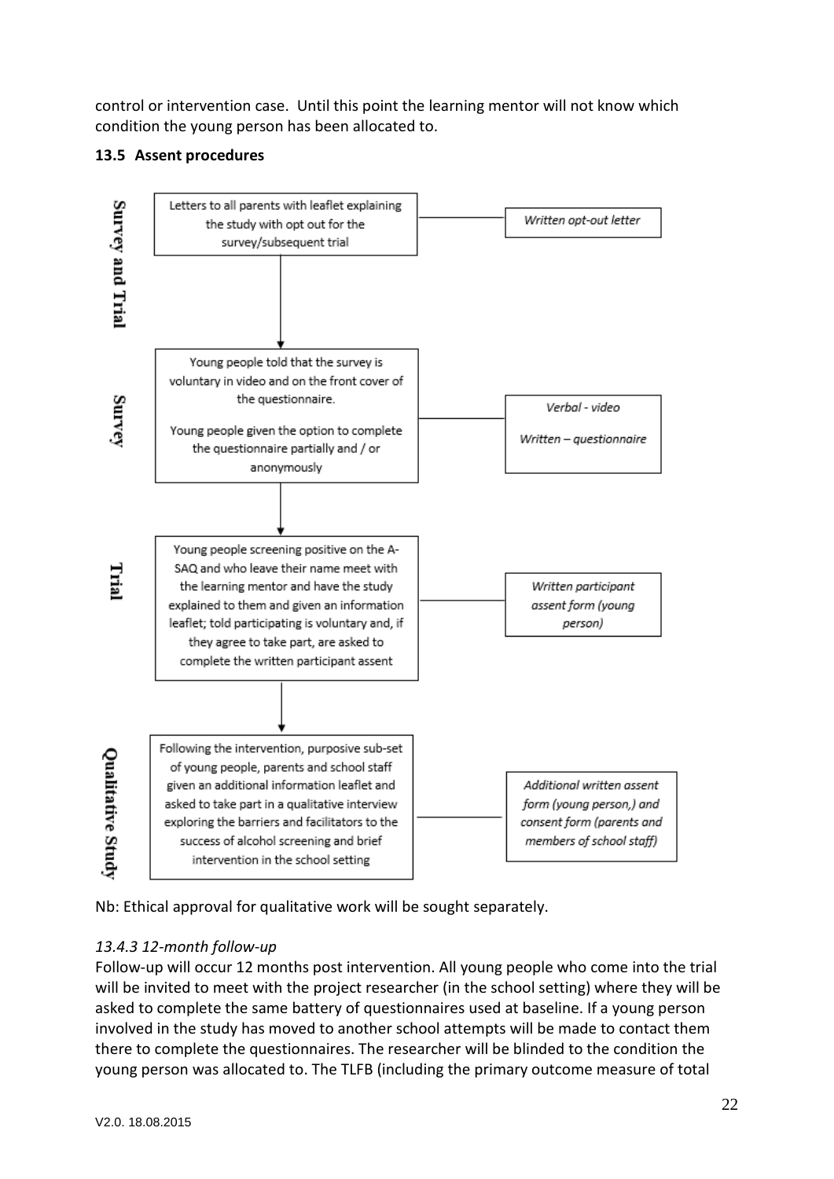control or intervention case. Until this point the learning mentor will not know which condition the young person has been allocated to.

### 13.5 Assent procedures

| Stage | Procedure | Form of assent/consent |
|---|---|---|
| **Survey and Trial** | Letters to all parents with leaflet explaining the study with opt out for the survey/subsequent trial | *Written opt-out letter* |
| **Survey** | Young people told that the survey is voluntary in video and on the front cover of the questionnaire. Young people given the option to complete the questionnaire partially and / or anonymously | *Verbal - video*<br>*Written – questionnaire* |
| **Trial** | Young people screening positive on the A-SAQ and who leave their name meet with the learning mentor and have the study explained to them and given an information leaflet; told participating is voluntary and, if they agree to take part, are asked to complete the written participant assent | *Written participant assent form (young person)* |
| **Qualitative Study** | Following the intervention, purposive sub-set of young people, parents and school staff given an additional information leaflet and asked to take part in a qualitative interview exploring the barriers and facilitators to the success of alcohol screening and brief intervention in the school setting | *Additional written assent form (young person,) and consent form (parents and members of school staff)* |

Nb: Ethical approval for qualitative work will be sought separately.

*13.4.3 12-month follow-up*

Follow-up will occur 12 months post intervention. All young people who come into the trial will be invited to meet with the project researcher (in the school setting) where they will be asked to complete the same battery of questionnaires used at baseline. If a young person involved in the study has moved to another school attempts will be made to contact them there to complete the questionnaires. The researcher will be blinded to the condition the young person was allocated to. The TLFB (including the primary outcome measure of total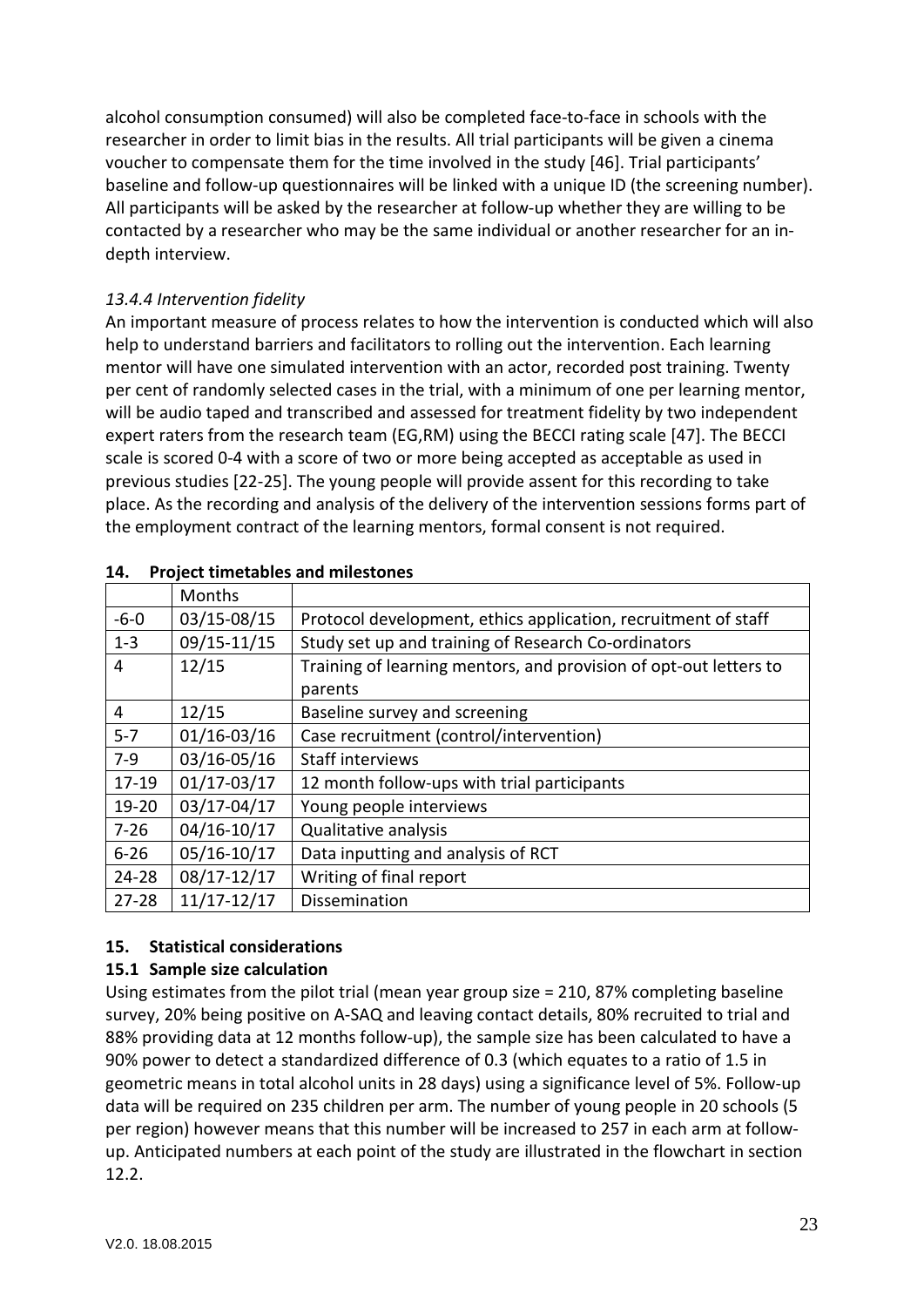alcohol consumption consumed) will also be completed face-to-face in schools with the researcher in order to limit bias in the results. All trial participants will be given a cinema voucher to compensate them for the time involved in the study [46]. Trial participants' baseline and follow-up questionnaires will be linked with a unique ID (the screening number). All participants will be asked by the researcher at follow-up whether they are willing to be contacted by a researcher who may be the same individual or another researcher for an in-depth interview.

*13.4.4 Intervention fidelity*

An important measure of process relates to how the intervention is conducted which will also help to understand barriers and facilitators to rolling out the intervention. Each learning mentor will have one simulated intervention with an actor, recorded post training. Twenty per cent of randomly selected cases in the trial, with a minimum of one per learning mentor, will be audio taped and transcribed and assessed for treatment fidelity by two independent expert raters from the research team (EG,RM) using the BECCI rating scale [47]. The BECCI scale is scored 0-4 with a score of two or more being accepted as acceptable as used in previous studies [22-25]. The young people will provide assent for this recording to take place. As the recording and analysis of the delivery of the intervention sessions forms part of the employment contract of the learning mentors, formal consent is not required.

## 14. Project timetables and milestones

| | Months | |
|---|---|---|
| -6-0 | 03/15-08/15 | Protocol development, ethics application, recruitment of staff |
| 1-3 | 09/15-11/15 | Study set up and training of Research Co-ordinators |
| 4 | 12/15 | Training of learning mentors, and provision of opt-out letters to parents |
| 4 | 12/15 | Baseline survey and screening |
| 5-7 | 01/16-03/16 | Case recruitment (control/intervention) |
| 7-9 | 03/16-05/16 | Staff interviews |
| 17-19 | 01/17-03/17 | 12 month follow-ups with trial participants |
| 19-20 | 03/17-04/17 | Young people interviews |
| 7-26 | 04/16-10/17 | Qualitative analysis |
| 6-26 | 05/16-10/17 | Data inputting and analysis of RCT |
| 24-28 | 08/17-12/17 | Writing of final report |
| 27-28 | 11/17-12/17 | Dissemination |

## 15. Statistical considerations

### 15.1 Sample size calculation

Using estimates from the pilot trial (mean year group size = 210, 87% completing baseline survey, 20% being positive on A-SAQ and leaving contact details, 80% recruited to trial and 88% providing data at 12 months follow-up), the sample size has been calculated to have a 90% power to detect a standardized difference of 0.3 (which equates to a ratio of 1.5 in geometric means in total alcohol units in 28 days) using a significance level of 5%. Follow-up data will be required on 235 children per arm. The number of young people in 20 schools (5 per region) however means that this number will be increased to 257 in each arm at follow-up. Anticipated numbers at each point of the study are illustrated in the flowchart in section 12.2.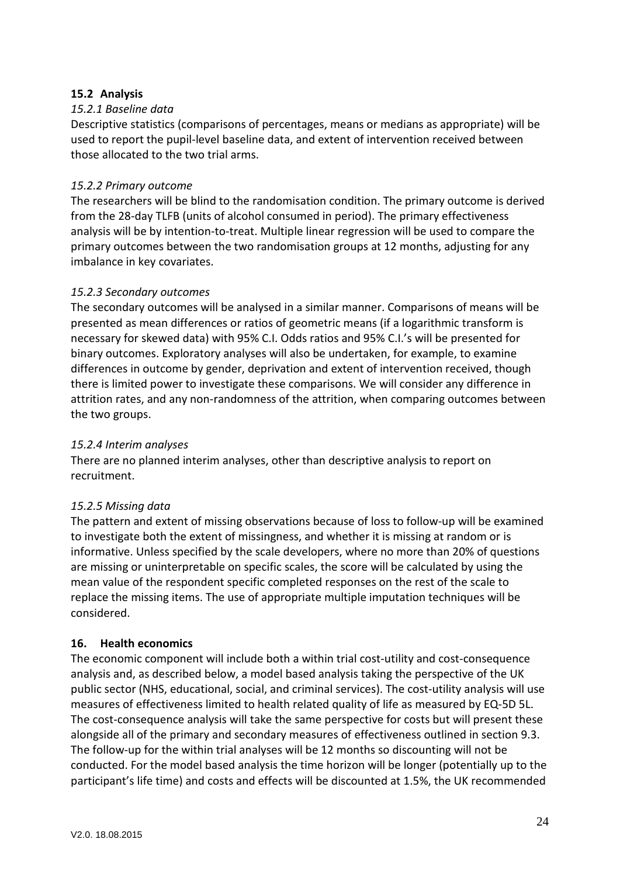## 15.2 Analysis

*15.2.1 Baseline data*

Descriptive statistics (comparisons of percentages, means or medians as appropriate) will be used to report the pupil-level baseline data, and extent of intervention received between those allocated to the two trial arms.

*15.2.2 Primary outcome*

The researchers will be blind to the randomisation condition. The primary outcome is derived from the 28-day TLFB (units of alcohol consumed in period). The primary effectiveness analysis will be by intention-to-treat. Multiple linear regression will be used to compare the primary outcomes between the two randomisation groups at 12 months, adjusting for any imbalance in key covariates.

*15.2.3 Secondary outcomes*

The secondary outcomes will be analysed in a similar manner. Comparisons of means will be presented as mean differences or ratios of geometric means (if a logarithmic transform is necessary for skewed data) with 95% C.I. Odds ratios and 95% C.I.'s will be presented for binary outcomes. Exploratory analyses will also be undertaken, for example, to examine differences in outcome by gender, deprivation and extent of intervention received, though there is limited power to investigate these comparisons. We will consider any difference in attrition rates, and any non-randomness of the attrition, when comparing outcomes between the two groups.

*15.2.4 Interim analyses*

There are no planned interim analyses, other than descriptive analysis to report on recruitment.

*15.2.5 Missing data*

The pattern and extent of missing observations because of loss to follow-up will be examined to investigate both the extent of missingness, and whether it is missing at random or is informative. Unless specified by the scale developers, where no more than 20% of questions are missing or uninterpretable on specific scales, the score will be calculated by using the mean value of the respondent specific completed responses on the rest of the scale to replace the missing items. The use of appropriate multiple imputation techniques will be considered.

## 16. Health economics

The economic component will include both a within trial cost-utility and cost-consequence analysis and, as described below, a model based analysis taking the perspective of the UK public sector (NHS, educational, social, and criminal services). The cost-utility analysis will use measures of effectiveness limited to health related quality of life as measured by EQ-5D 5L. The cost-consequence analysis will take the same perspective for costs but will present these alongside all of the primary and secondary measures of effectiveness outlined in section 9.3. The follow-up for the within trial analyses will be 12 months so discounting will not be conducted. For the model based analysis the time horizon will be longer (potentially up to the participant's life time) and costs and effects will be discounted at 1.5%, the UK recommended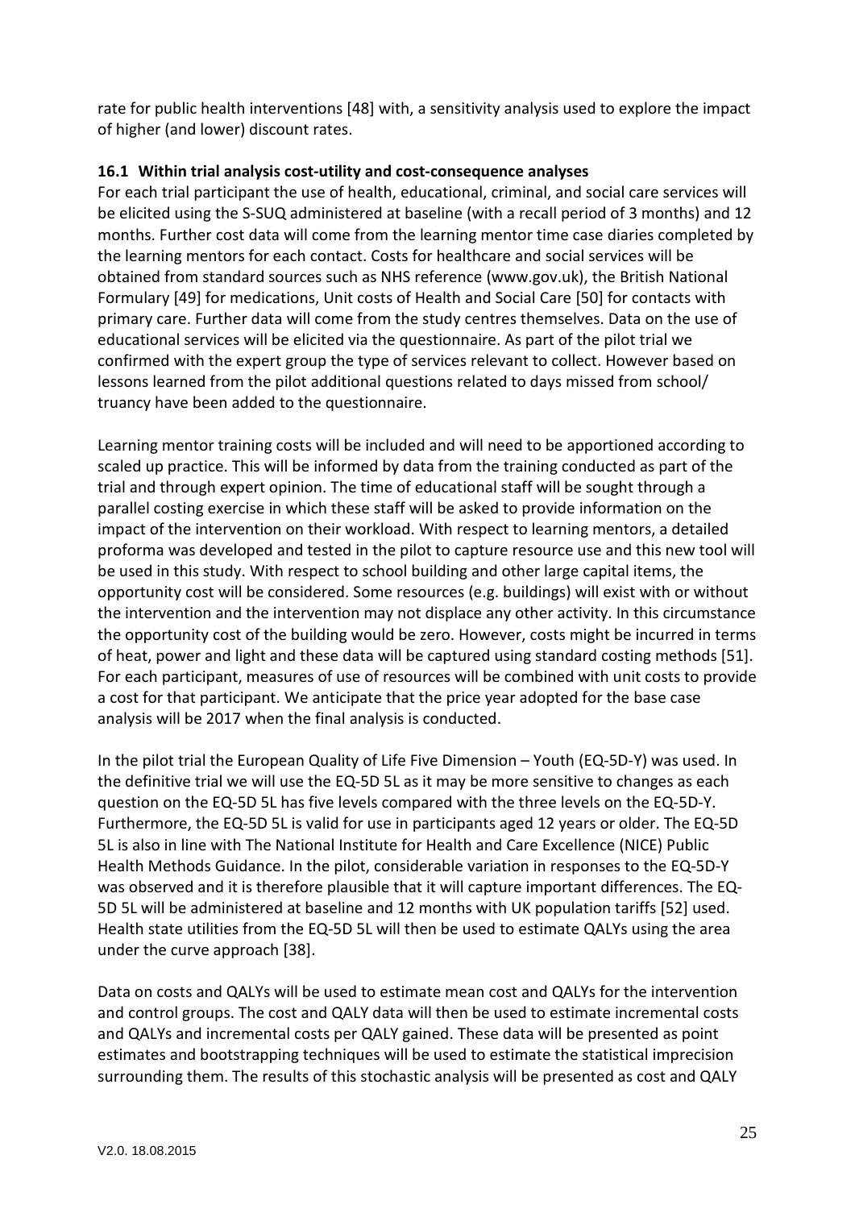rate for public health interventions [48] with, a sensitivity analysis used to explore the impact of higher (and lower) discount rates.

### 16.1 Within trial analysis cost-utility and cost-consequence analyses

For each trial participant the use of health, educational, criminal, and social care services will be elicited using the S-SUQ administered at baseline (with a recall period of 3 months) and 12 months. Further cost data will come from the learning mentor time case diaries completed by the learning mentors for each contact. Costs for healthcare and social services will be obtained from standard sources such as NHS reference (www.gov.uk), the British National Formulary [49] for medications, Unit costs of Health and Social Care [50] for contacts with primary care. Further data will come from the study centres themselves. Data on the use of educational services will be elicited via the questionnaire. As part of the pilot trial we confirmed with the expert group the type of services relevant to collect. However based on lessons learned from the pilot additional questions related to days missed from school/ truancy have been added to the questionnaire.

Learning mentor training costs will be included and will need to be apportioned according to scaled up practice. This will be informed by data from the training conducted as part of the trial and through expert opinion. The time of educational staff will be sought through a parallel costing exercise in which these staff will be asked to provide information on the impact of the intervention on their workload. With respect to learning mentors, a detailed proforma was developed and tested in the pilot to capture resource use and this new tool will be used in this study. With respect to school building and other large capital items, the opportunity cost will be considered. Some resources (e.g. buildings) will exist with or without the intervention and the intervention may not displace any other activity. In this circumstance the opportunity cost of the building would be zero. However, costs might be incurred in terms of heat, power and light and these data will be captured using standard costing methods [51]. For each participant, measures of use of resources will be combined with unit costs to provide a cost for that participant. We anticipate that the price year adopted for the base case analysis will be 2017 when the final analysis is conducted.

In the pilot trial the European Quality of Life Five Dimension – Youth (EQ-5D-Y) was used. In the definitive trial we will use the EQ-5D 5L as it may be more sensitive to changes as each question on the EQ-5D 5L has five levels compared with the three levels on the EQ-5D-Y. Furthermore, the EQ-5D 5L is valid for use in participants aged 12 years or older. The EQ-5D 5L is also in line with The National Institute for Health and Care Excellence (NICE) Public Health Methods Guidance. In the pilot, considerable variation in responses to the EQ-5D-Y was observed and it is therefore plausible that it will capture important differences. The EQ-5D 5L will be administered at baseline and 12 months with UK population tariffs [52] used. Health state utilities from the EQ-5D 5L will then be used to estimate QALYs using the area under the curve approach [38].

Data on costs and QALYs will be used to estimate mean cost and QALYs for the intervention and control groups. The cost and QALY data will then be used to estimate incremental costs and QALYs and incremental costs per QALY gained. These data will be presented as point estimates and bootstrapping techniques will be used to estimate the statistical imprecision surrounding them. The results of this stochastic analysis will be presented as cost and QALY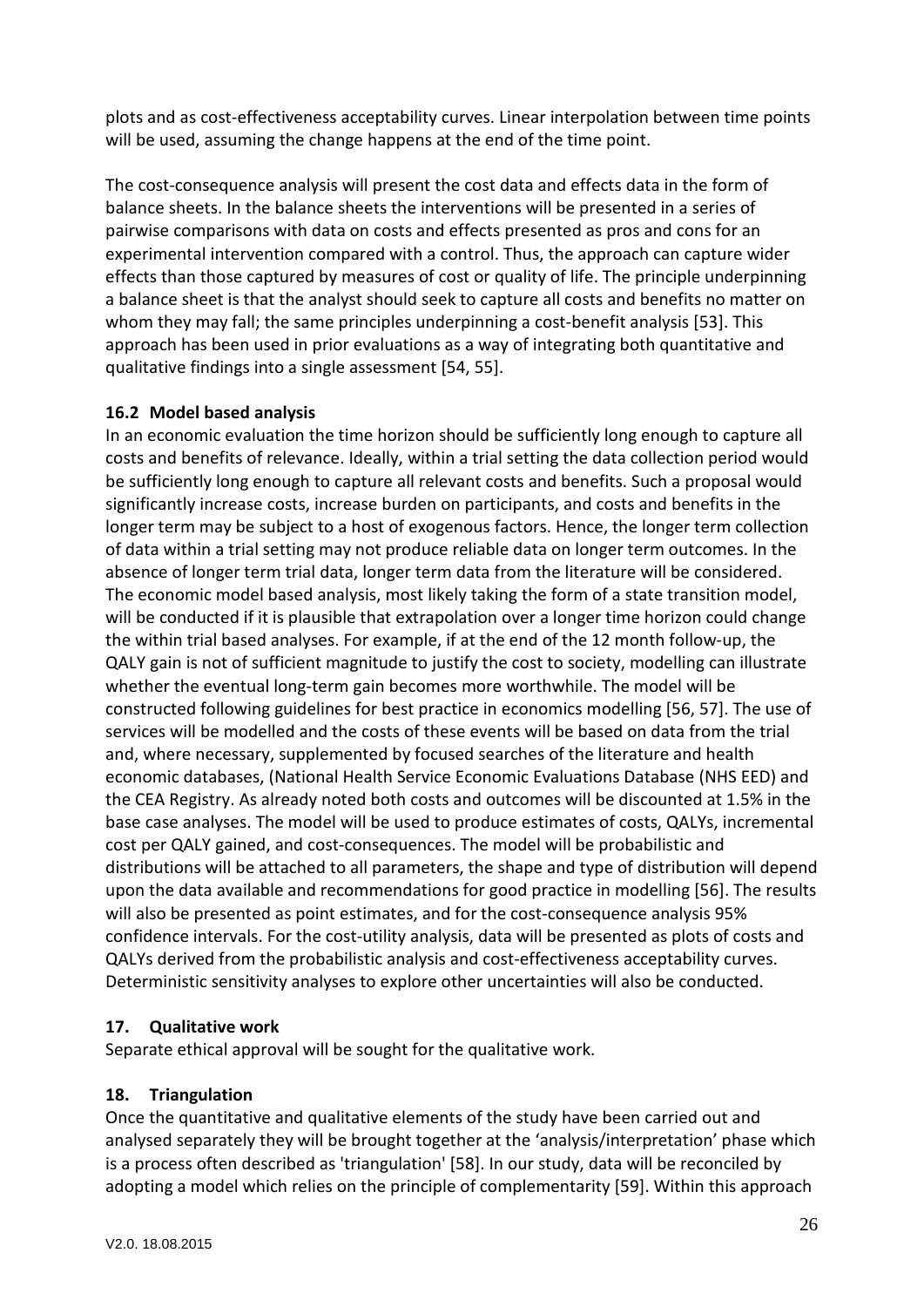plots and as cost-effectiveness acceptability curves. Linear interpolation between time points will be used, assuming the change happens at the end of the time point.

The cost-consequence analysis will present the cost data and effects data in the form of balance sheets. In the balance sheets the interventions will be presented in a series of pairwise comparisons with data on costs and effects presented as pros and cons for an experimental intervention compared with a control. Thus, the approach can capture wider effects than those captured by measures of cost or quality of life. The principle underpinning a balance sheet is that the analyst should seek to capture all costs and benefits no matter on whom they may fall; the same principles underpinning a cost-benefit analysis [53]. This approach has been used in prior evaluations as a way of integrating both quantitative and qualitative findings into a single assessment [54, 55].

### 16.2 Model based analysis

In an economic evaluation the time horizon should be sufficiently long enough to capture all costs and benefits of relevance. Ideally, within a trial setting the data collection period would be sufficiently long enough to capture all relevant costs and benefits. Such a proposal would significantly increase costs, increase burden on participants, and costs and benefits in the longer term may be subject to a host of exogenous factors. Hence, the longer term collection of data within a trial setting may not produce reliable data on longer term outcomes. In the absence of longer term trial data, longer term data from the literature will be considered. The economic model based analysis, most likely taking the form of a state transition model, will be conducted if it is plausible that extrapolation over a longer time horizon could change the within trial based analyses. For example, if at the end of the 12 month follow-up, the QALY gain is not of sufficient magnitude to justify the cost to society, modelling can illustrate whether the eventual long-term gain becomes more worthwhile. The model will be constructed following guidelines for best practice in economics modelling [56, 57]. The use of services will be modelled and the costs of these events will be based on data from the trial and, where necessary, supplemented by focused searches of the literature and health economic databases, (National Health Service Economic Evaluations Database (NHS EED) and the CEA Registry. As already noted both costs and outcomes will be discounted at 1.5% in the base case analyses. The model will be used to produce estimates of costs, QALYs, incremental cost per QALY gained, and cost-consequences. The model will be probabilistic and distributions will be attached to all parameters, the shape and type of distribution will depend upon the data available and recommendations for good practice in modelling [56]. The results will also be presented as point estimates, and for the cost-consequence analysis 95% confidence intervals. For the cost-utility analysis, data will be presented as plots of costs and QALYs derived from the probabilistic analysis and cost-effectiveness acceptability curves. Deterministic sensitivity analyses to explore other uncertainties will also be conducted.

## 17. Qualitative work

Separate ethical approval will be sought for the qualitative work.

## 18. Triangulation

Once the quantitative and qualitative elements of the study have been carried out and analysed separately they will be brought together at the 'analysis/interpretation' phase which is a process often described as 'triangulation' [58]. In our study, data will be reconciled by adopting a model which relies on the principle of complementarity [59]. Within this approach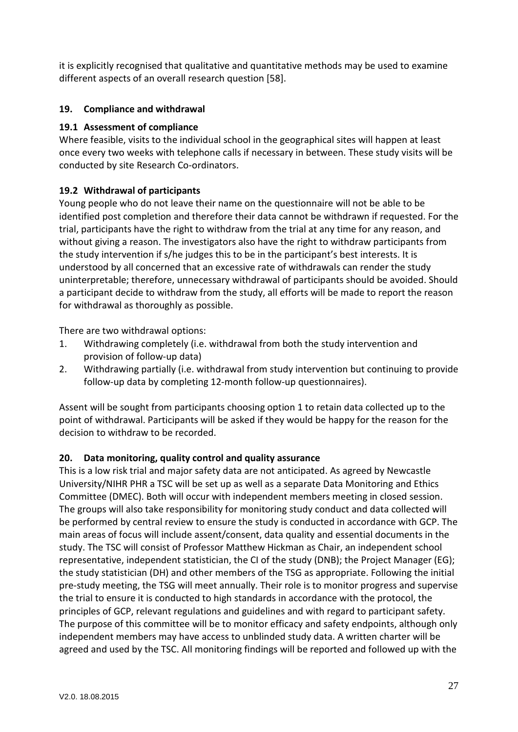it is explicitly recognised that qualitative and quantitative methods may be used to examine different aspects of an overall research question [58].

## 19. Compliance and withdrawal

### 19.1 Assessment of compliance

Where feasible, visits to the individual school in the geographical sites will happen at least once every two weeks with telephone calls if necessary in between. These study visits will be conducted by site Research Co-ordinators.

### 19.2 Withdrawal of participants

Young people who do not leave their name on the questionnaire will not be able to be identified post completion and therefore their data cannot be withdrawn if requested. For the trial, participants have the right to withdraw from the trial at any time for any reason, and without giving a reason. The investigators also have the right to withdraw participants from the study intervention if s/he judges this to be in the participant's best interests. It is understood by all concerned that an excessive rate of withdrawals can render the study uninterpretable; therefore, unnecessary withdrawal of participants should be avoided. Should a participant decide to withdraw from the study, all efforts will be made to report the reason for withdrawal as thoroughly as possible.

There are two withdrawal options:

1. Withdrawing completely (i.e. withdrawal from both the study intervention and provision of follow-up data)
2. Withdrawing partially (i.e. withdrawal from study intervention but continuing to provide follow-up data by completing 12-month follow-up questionnaires).

Assent will be sought from participants choosing option 1 to retain data collected up to the point of withdrawal. Participants will be asked if they would be happy for the reason for the decision to withdraw to be recorded.

## 20. Data monitoring, quality control and quality assurance

This is a low risk trial and major safety data are not anticipated. As agreed by Newcastle University/NIHR PHR a TSC will be set up as well as a separate Data Monitoring and Ethics Committee (DMEC). Both will occur with independent members meeting in closed session. The groups will also take responsibility for monitoring study conduct and data collected will be performed by central review to ensure the study is conducted in accordance with GCP. The main areas of focus will include assent/consent, data quality and essential documents in the study. The TSC will consist of Professor Matthew Hickman as Chair, an independent school representative, independent statistician, the CI of the study (DNB); the Project Manager (EG); the study statistician (DH) and other members of the TSG as appropriate. Following the initial pre-study meeting, the TSG will meet annually. Their role is to monitor progress and supervise the trial to ensure it is conducted to high standards in accordance with the protocol, the principles of GCP, relevant regulations and guidelines and with regard to participant safety. The purpose of this committee will be to monitor efficacy and safety endpoints, although only independent members may have access to unblinded study data. A written charter will be agreed and used by the TSC. All monitoring findings will be reported and followed up with the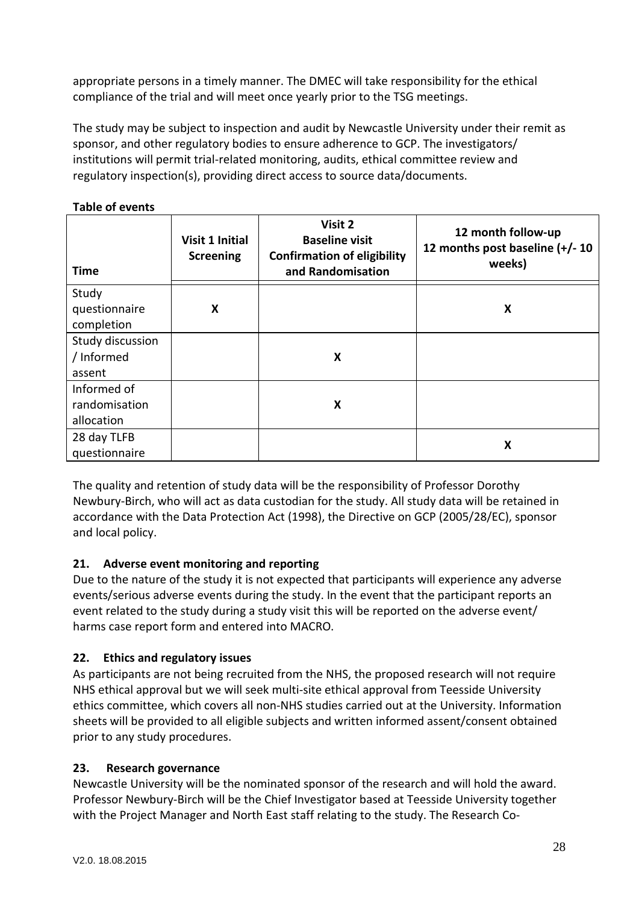appropriate persons in a timely manner. The DMEC will take responsibility for the ethical compliance of the trial and will meet once yearly prior to the TSG meetings.

The study may be subject to inspection and audit by Newcastle University under their remit as sponsor, and other regulatory bodies to ensure adherence to GCP. The investigators/ institutions will permit trial-related monitoring, audits, ethical committee review and regulatory inspection(s), providing direct access to source data/documents.

**Table of events**

| Time | Visit 1 Initial Screening | Visit 2 Baseline visit Confirmation of eligibility and Randomisation | 12 month follow-up 12 months post baseline (+/- 10 weeks) |
|---|---|---|---|
| Study questionnaire completion | X | | X |
| Study discussion / Informed assent | | X | |
| Informed of randomisation allocation | | X | |
| 28 day TLFB questionnaire | | | X |

The quality and retention of study data will be the responsibility of Professor Dorothy Newbury-Birch, who will act as data custodian for the study. All study data will be retained in accordance with the Data Protection Act (1998), the Directive on GCP (2005/28/EC), sponsor and local policy.

### 21. Adverse event monitoring and reporting

Due to the nature of the study it is not expected that participants will experience any adverse events/serious adverse events during the study. In the event that the participant reports an event related to the study during a study visit this will be reported on the adverse event/ harms case report form and entered into MACRO.

### 22. Ethics and regulatory issues

As participants are not being recruited from the NHS, the proposed research will not require NHS ethical approval but we will seek multi-site ethical approval from Teesside University ethics committee, which covers all non-NHS studies carried out at the University. Information sheets will be provided to all eligible subjects and written informed assent/consent obtained prior to any study procedures.

### 23. Research governance

Newcastle University will be the nominated sponsor of the research and will hold the award. Professor Newbury-Birch will be the Chief Investigator based at Teesside University together with the Project Manager and North East staff relating to the study. The Research Co-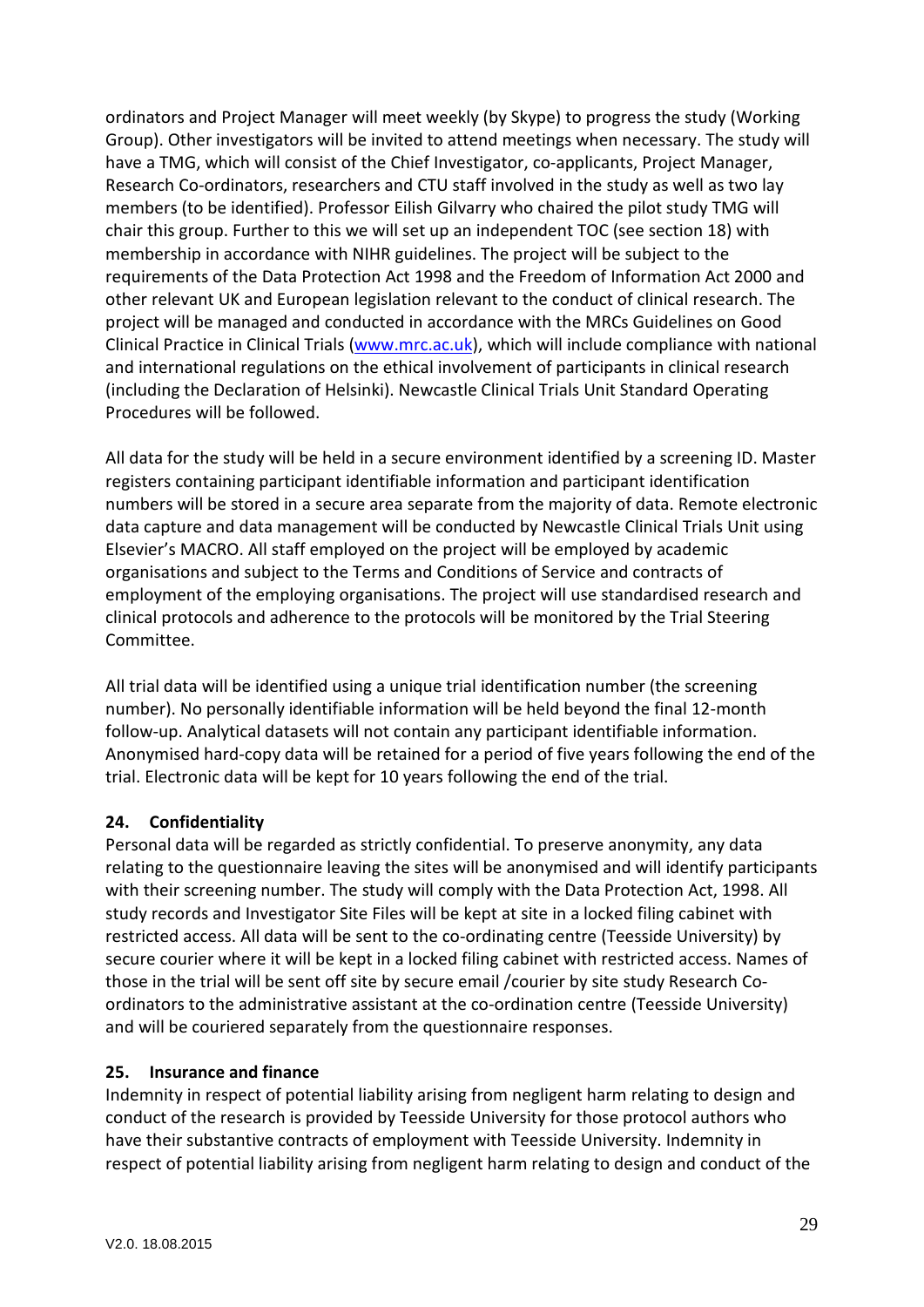ordinators and Project Manager will meet weekly (by Skype) to progress the study (Working Group). Other investigators will be invited to attend meetings when necessary. The study will have a TMG, which will consist of the Chief Investigator, co-applicants, Project Manager, Research Co-ordinators, researchers and CTU staff involved in the study as well as two lay members (to be identified). Professor Eilish Gilvarry who chaired the pilot study TMG will chair this group. Further to this we will set up an independent TOC (see section 18) with membership in accordance with NIHR guidelines. The project will be subject to the requirements of the Data Protection Act 1998 and the Freedom of Information Act 2000 and other relevant UK and European legislation relevant to the conduct of clinical research. The project will be managed and conducted in accordance with the MRCs Guidelines on Good Clinical Practice in Clinical Trials (www.mrc.ac.uk), which will include compliance with national and international regulations on the ethical involvement of participants in clinical research (including the Declaration of Helsinki). Newcastle Clinical Trials Unit Standard Operating Procedures will be followed.

All data for the study will be held in a secure environment identified by a screening ID. Master registers containing participant identifiable information and participant identification numbers will be stored in a secure area separate from the majority of data. Remote electronic data capture and data management will be conducted by Newcastle Clinical Trials Unit using Elsevier's MACRO. All staff employed on the project will be employed by academic organisations and subject to the Terms and Conditions of Service and contracts of employment of the employing organisations. The project will use standardised research and clinical protocols and adherence to the protocols will be monitored by the Trial Steering Committee.

All trial data will be identified using a unique trial identification number (the screening number). No personally identifiable information will be held beyond the final 12-month follow-up. Analytical datasets will not contain any participant identifiable information. Anonymised hard-copy data will be retained for a period of five years following the end of the trial. Electronic data will be kept for 10 years following the end of the trial.

## 24. Confidentiality

Personal data will be regarded as strictly confidential. To preserve anonymity, any data relating to the questionnaire leaving the sites will be anonymised and will identify participants with their screening number. The study will comply with the Data Protection Act, 1998. All study records and Investigator Site Files will be kept at site in a locked filing cabinet with restricted access. All data will be sent to the co-ordinating centre (Teesside University) by secure courier where it will be kept in a locked filing cabinet with restricted access. Names of those in the trial will be sent off site by secure email /courier by site study Research Co-ordinators to the administrative assistant at the co-ordination centre (Teesside University) and will be couriered separately from the questionnaire responses.

## 25. Insurance and finance

Indemnity in respect of potential liability arising from negligent harm relating to design and conduct of the research is provided by Teesside University for those protocol authors who have their substantive contracts of employment with Teesside University. Indemnity in respect of potential liability arising from negligent harm relating to design and conduct of the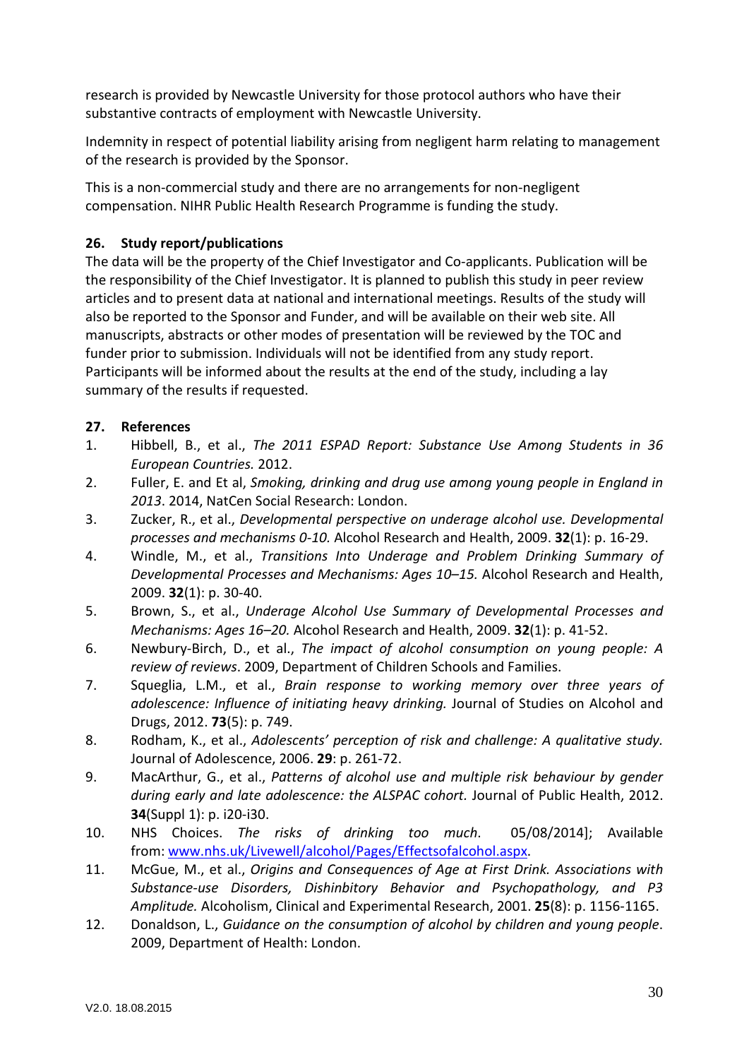research is provided by Newcastle University for those protocol authors who have their substantive contracts of employment with Newcastle University.

Indemnity in respect of potential liability arising from negligent harm relating to management of the research is provided by the Sponsor.

This is a non-commercial study and there are no arrangements for non-negligent compensation. NIHR Public Health Research Programme is funding the study.

## 26. Study report/publications

The data will be the property of the Chief Investigator and Co-applicants. Publication will be the responsibility of the Chief Investigator. It is planned to publish this study in peer review articles and to present data at national and international meetings. Results of the study will also be reported to the Sponsor and Funder, and will be available on their web site. All manuscripts, abstracts or other modes of presentation will be reviewed by the TOC and funder prior to submission. Individuals will not be identified from any study report. Participants will be informed about the results at the end of the study, including a lay summary of the results if requested.

## 27. References

1. Hibbell, B., et al., *The 2011 ESPAD Report: Substance Use Among Students in 36 European Countries.* 2012.
2. Fuller, E. and Et al, *Smoking, drinking and drug use among young people in England in 2013*. 2014, NatCen Social Research: London.
3. Zucker, R., et al., *Developmental perspective on underage alcohol use. Developmental processes and mechanisms 0-10.* Alcohol Research and Health, 2009. **32**(1): p. 16-29.
4. Windle, M., et al., *Transitions Into Underage and Problem Drinking Summary of Developmental Processes and Mechanisms: Ages 10–15.* Alcohol Research and Health, 2009. **32**(1): p. 30-40.
5. Brown, S., et al., *Underage Alcohol Use Summary of Developmental Processes and Mechanisms: Ages 16–20.* Alcohol Research and Health, 2009. **32**(1): p. 41-52.
6. Newbury-Birch, D., et al., *The impact of alcohol consumption on young people: A review of reviews*. 2009, Department of Children Schools and Families.
7. Squeglia, L.M., et al., *Brain response to working memory over three years of adolescence: Influence of initiating heavy drinking.* Journal of Studies on Alcohol and Drugs, 2012. **73**(5): p. 749.
8. Rodham, K., et al., *Adolescents' perception of risk and challenge: A qualitative study.* Journal of Adolescence, 2006. **29**: p. 261-72.
9. MacArthur, G., et al., *Patterns of alcohol use and multiple risk behaviour by gender during early and late adolescence: the ALSPAC cohort.* Journal of Public Health, 2012. **34**(Suppl 1): p. i20-i30.
10. NHS Choices. *The risks of drinking too much*. 05/08/2014]; Available from: www.nhs.uk/Livewell/alcohol/Pages/Effectsofalcohol.aspx.
11. McGue, M., et al., *Origins and Consequences of Age at First Drink. Associations with Substance-use Disorders, Dishinbitory Behavior and Psychopathology, and P3 Amplitude.* Alcoholism, Clinical and Experimental Research, 2001. **25**(8): p. 1156-1165.
12. Donaldson, L., *Guidance on the consumption of alcohol by children and young people*. 2009, Department of Health: London.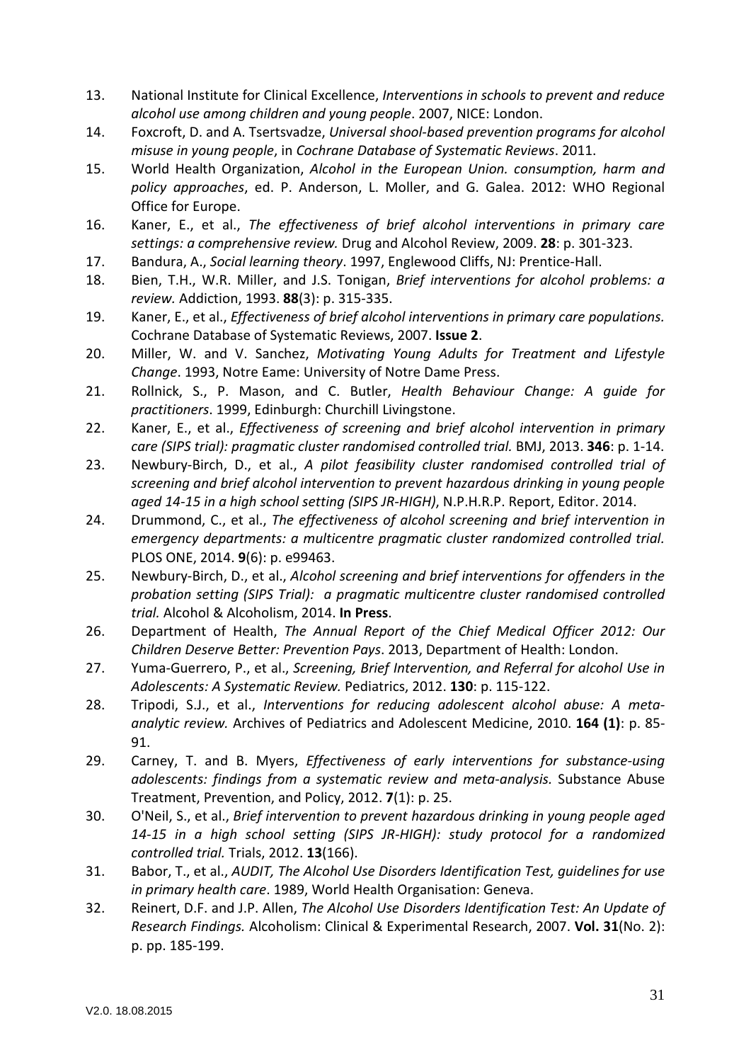13. National Institute for Clinical Excellence, *Interventions in schools to prevent and reduce alcohol use among children and young people*. 2007, NICE: London.
14. Foxcroft, D. and A. Tsertsvadze, *Universal shool-based prevention programs for alcohol misuse in young people*, in *Cochrane Database of Systematic Reviews*. 2011.
15. World Health Organization, *Alcohol in the European Union. consumption, harm and policy approaches*, ed. P. Anderson, L. Moller, and G. Galea. 2012: WHO Regional Office for Europe.
16. Kaner, E., et al., *The effectiveness of brief alcohol interventions in primary care settings: a comprehensive review.* Drug and Alcohol Review, 2009. **28**: p. 301-323.
17. Bandura, A., *Social learning theory*. 1997, Englewood Cliffs, NJ: Prentice-Hall.
18. Bien, T.H., W.R. Miller, and J.S. Tonigan, *Brief interventions for alcohol problems: a review.* Addiction, 1993. **88**(3): p. 315-335.
19. Kaner, E., et al., *Effectiveness of brief alcohol interventions in primary care populations.* Cochrane Database of Systematic Reviews, 2007. **Issue 2**.
20. Miller, W. and V. Sanchez, *Motivating Young Adults for Treatment and Lifestyle Change*. 1993, Notre Eame: University of Notre Dame Press.
21. Rollnick, S., P. Mason, and C. Butler, *Health Behaviour Change: A guide for practitioners*. 1999, Edinburgh: Churchill Livingstone.
22. Kaner, E., et al., *Effectiveness of screening and brief alcohol intervention in primary care (SIPS trial): pragmatic cluster randomised controlled trial.* BMJ, 2013. **346**: p. 1-14.
23. Newbury-Birch, D., et al., *A pilot feasibility cluster randomised controlled trial of screening and brief alcohol intervention to prevent hazardous drinking in young people aged 14-15 in a high school setting (SIPS JR-HIGH)*, N.P.H.R.P. Report, Editor. 2014.
24. Drummond, C., et al., *The effectiveness of alcohol screening and brief intervention in emergency departments: a multicentre pragmatic cluster randomized controlled trial.* PLOS ONE, 2014. **9**(6): p. e99463.
25. Newbury-Birch, D., et al., *Alcohol screening and brief interventions for offenders in the probation setting (SIPS Trial): a pragmatic multicentre cluster randomised controlled trial.* Alcohol & Alcoholism, 2014. **In Press**.
26. Department of Health, *The Annual Report of the Chief Medical Officer 2012: Our Children Deserve Better: Prevention Pays*. 2013, Department of Health: London.
27. Yuma-Guerrero, P., et al., *Screening, Brief Intervention, and Referral for alcohol Use in Adolescents: A Systematic Review.* Pediatrics, 2012. **130**: p. 115-122.
28. Tripodi, S.J., et al., *Interventions for reducing adolescent alcohol abuse: A meta-analytic review.* Archives of Pediatrics and Adolescent Medicine, 2010. **164 (1)**: p. 85-91.
29. Carney, T. and B. Myers, *Effectiveness of early interventions for substance-using adolescents: findings from a systematic review and meta-analysis.* Substance Abuse Treatment, Prevention, and Policy, 2012. **7**(1): p. 25.
30. O'Neil, S., et al., *Brief intervention to prevent hazardous drinking in young people aged 14-15 in a high school setting (SIPS JR-HIGH): study protocol for a randomized controlled trial.* Trials, 2012. **13**(166).
31. Babor, T., et al., *AUDIT, The Alcohol Use Disorders Identification Test, guidelines for use in primary health care*. 1989, World Health Organisation: Geneva.
32. Reinert, D.F. and J.P. Allen, *The Alcohol Use Disorders Identification Test: An Update of Research Findings.* Alcoholism: Clinical & Experimental Research, 2007. **Vol. 31**(No. 2): p. pp. 185-199.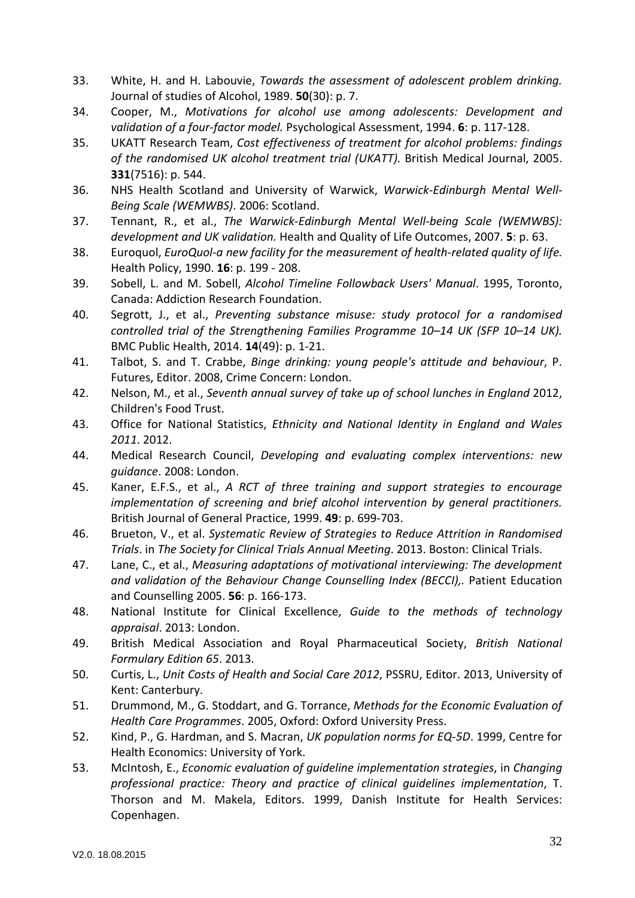33. White, H. and H. Labouvie, *Towards the assessment of adolescent problem drinking.* Journal of studies of Alcohol, 1989. **50**(30): p. 7.
34. Cooper, M., *Motivations for alcohol use among adolescents: Development and validation of a four-factor model.* Psychological Assessment, 1994. **6**: p. 117-128.
35. UKATT Research Team, *Cost effectiveness of treatment for alcohol problems: findings of the randomised UK alcohol treatment trial (UKATT).* British Medical Journal, 2005. **331**(7516): p. 544.
36. NHS Health Scotland and University of Warwick, *Warwick-Edinburgh Mental Well-Being Scale (WEMWBS)*. 2006: Scotland.
37. Tennant, R., et al., *The Warwick-Edinburgh Mental Well-being Scale (WEMWBS): development and UK validation.* Health and Quality of Life Outcomes, 2007. **5**: p. 63.
38. Euroquol, *EuroQuol-a new facility for the measurement of health-related quality of life.* Health Policy, 1990. **16**: p. 199 - 208.
39. Sobell, L. and M. Sobell, *Alcohol Timeline Followback Users' Manual*. 1995, Toronto, Canada: Addiction Research Foundation.
40. Segrott, J., et al., *Preventing substance misuse: study protocol for a randomised controlled trial of the Strengthening Families Programme 10–14 UK (SFP 10–14 UK).* BMC Public Health, 2014. **14**(49): p. 1-21.
41. Talbot, S. and T. Crabbe, *Binge drinking: young people's attitude and behaviour*, P. Futures, Editor. 2008, Crime Concern: London.
42. Nelson, M., et al., *Seventh annual survey of take up of school lunches in England* 2012, Children's Food Trust.
43. Office for National Statistics, *Ethnicity and National Identity in England and Wales 2011*. 2012.
44. Medical Research Council, *Developing and evaluating complex interventions: new guidance*. 2008: London.
45. Kaner, E.F.S., et al., *A RCT of three training and support strategies to encourage implementation of screening and brief alcohol intervention by general practitioners.* British Journal of General Practice, 1999. **49**: p. 699-703.
46. Brueton, V., et al. *Systematic Review of Strategies to Reduce Attrition in Randomised Trials*. in *The Society for Clinical Trials Annual Meeting*. 2013. Boston: Clinical Trials.
47. Lane, C., et al., *Measuring adaptations of motivational interviewing: The development and validation of the Behaviour Change Counselling Index (BECCI),.* Patient Education and Counselling 2005. **56**: p. 166-173.
48. National Institute for Clinical Excellence, *Guide to the methods of technology appraisal*. 2013: London.
49. British Medical Association and Royal Pharmaceutical Society, *British National Formulary Edition 65*. 2013.
50. Curtis, L., *Unit Costs of Health and Social Care 2012*, PSSRU, Editor. 2013, University of Kent: Canterbury.
51. Drummond, M., G. Stoddart, and G. Torrance, *Methods for the Economic Evaluation of Health Care Programmes*. 2005, Oxford: Oxford University Press.
52. Kind, P., G. Hardman, and S. Macran, *UK population norms for EQ-5D*. 1999, Centre for Health Economics: University of York.
53. McIntosh, E., *Economic evaluation of guideline implementation strategies*, in *Changing professional practice: Theory and practice of clinical guidelines implementation*, T. Thorson and M. Makela, Editors. 1999, Danish Institute for Health Services: Copenhagen.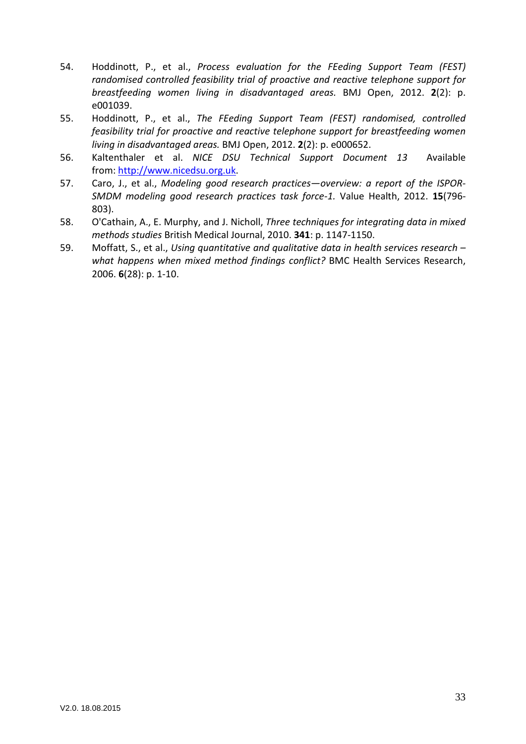54. Hoddinott, P., et al., *Process evaluation for the FEeding Support Team (FEST) randomised controlled feasibility trial of proactive and reactive telephone support for breastfeeding women living in disadvantaged areas.* BMJ Open, 2012. **2**(2): p. e001039.
55. Hoddinott, P., et al., *The FEeding Support Team (FEST) randomised, controlled feasibility trial for proactive and reactive telephone support for breastfeeding women living in disadvantaged areas.* BMJ Open, 2012. **2**(2): p. e000652.
56. Kaltenthaler et al. *NICE DSU Technical Support Document 13* Available from: [http://www.nicedsu.org.uk](http://www.nicedsu.org.uk).
57. Caro, J., et al., *Modeling good research practices—overview: a report of the ISPOR-SMDM modeling good research practices task force-1.* Value Health, 2012. **15**(796-803).
58. O'Cathain, A., E. Murphy, and J. Nicholl, *Three techniques for integrating data in mixed methods studies* British Medical Journal, 2010. **341**: p. 1147-1150.
59. Moffatt, S., et al., *Using quantitative and qualitative data in health services research – what happens when mixed method findings conflict?* BMC Health Services Research, 2006. **6**(28): p. 1-10.

V2.0. 18.08.2015